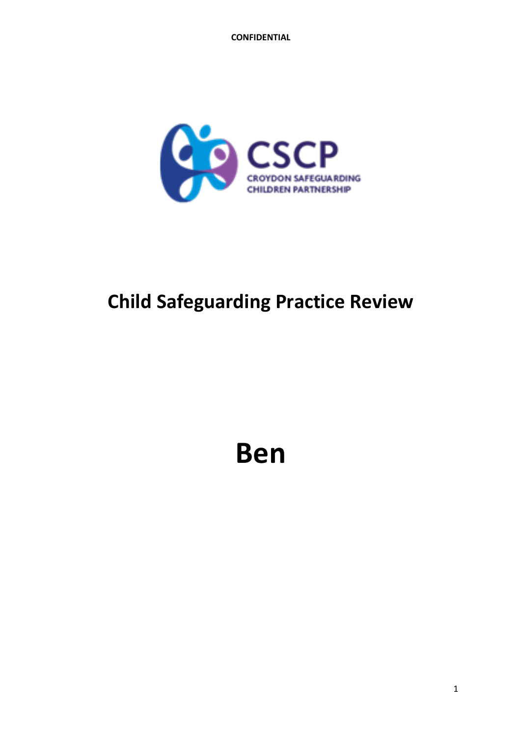CONFIDENTIAL

CSCP

CROYDON SAFEGUARDING CHILDREN PARTNERSHIP

# Child Safeguarding Practice Review

# Ben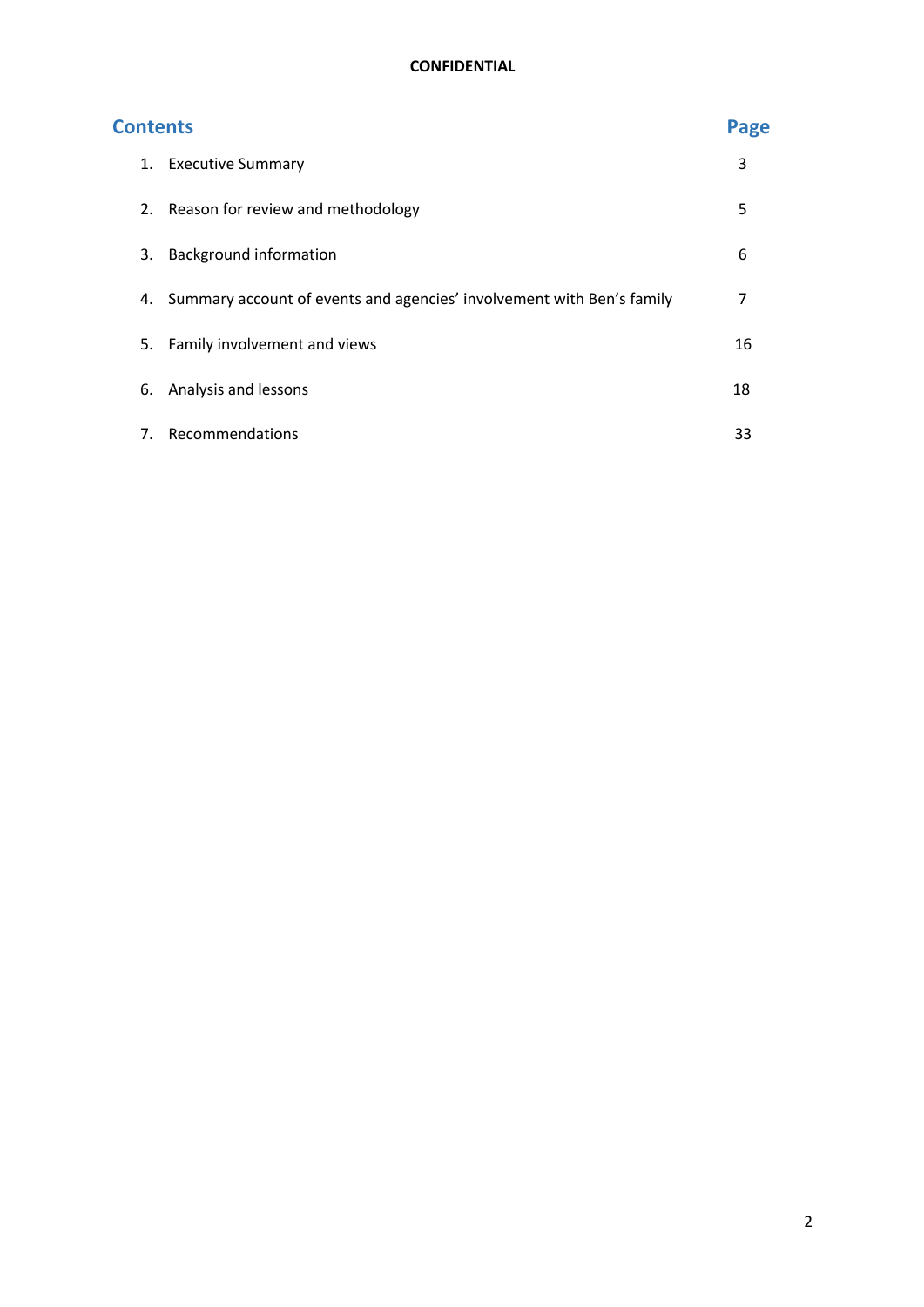**CONFIDENTIAL**

## Contents

| | Page |
|---|---|
| 1. Executive Summary | 3 |
| 2. Reason for review and methodology | 5 |
| 3. Background information | 6 |
| 4. Summary account of events and agencies' involvement with Ben's family | 7 |
| 5. Family involvement and views | 16 |
| 6. Analysis and lessons | 18 |
| 7. Recommendations | 33 |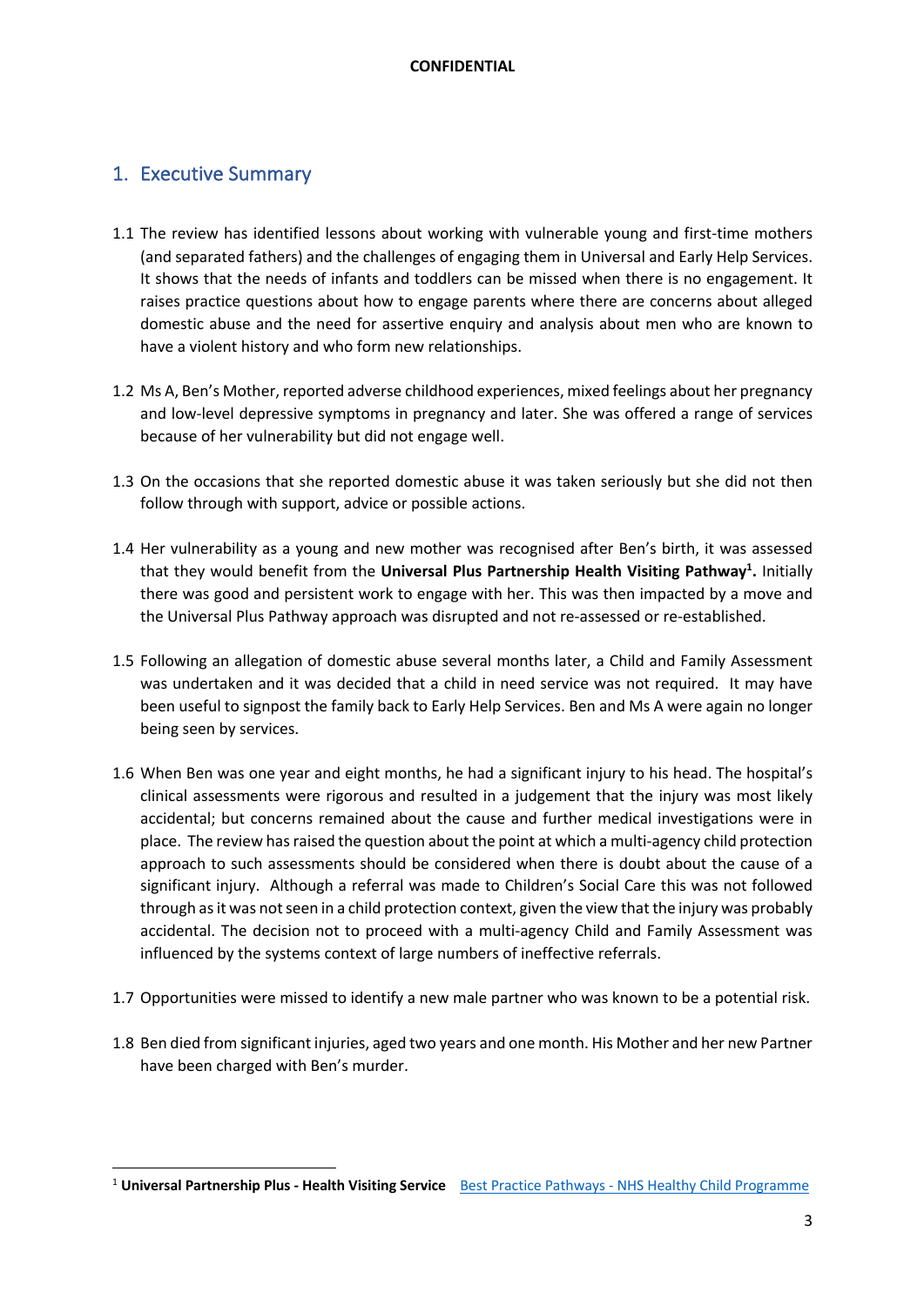## 1. Executive Summary

1.1 The review has identified lessons about working with vulnerable young and first-time mothers (and separated fathers) and the challenges of engaging them in Universal and Early Help Services. It shows that the needs of infants and toddlers can be missed when there is no engagement. It raises practice questions about how to engage parents where there are concerns about alleged domestic abuse and the need for assertive enquiry and analysis about men who are known to have a violent history and who form new relationships.

1.2 Ms A, Ben's Mother, reported adverse childhood experiences, mixed feelings about her pregnancy and low-level depressive symptoms in pregnancy and later. She was offered a range of services because of her vulnerability but did not engage well.

1.3 On the occasions that she reported domestic abuse it was taken seriously but she did not then follow through with support, advice or possible actions.

1.4 Her vulnerability as a young and new mother was recognised after Ben's birth, it was assessed that they would benefit from the **Universal Plus Partnership Health Visiting Pathway[1].** Initially there was good and persistent work to engage with her. This was then impacted by a move and the Universal Plus Pathway approach was disrupted and not re-assessed or re-established.

1.5 Following an allegation of domestic abuse several months later, a Child and Family Assessment was undertaken and it was decided that a child in need service was not required. It may have been useful to signpost the family back to Early Help Services. Ben and Ms A were again no longer being seen by services.

1.6 When Ben was one year and eight months, he had a significant injury to his head. The hospital's clinical assessments were rigorous and resulted in a judgement that the injury was most likely accidental; but concerns remained about the cause and further medical investigations were in place. The review has raised the question about the point at which a multi-agency child protection approach to such assessments should be considered when there is doubt about the cause of a significant injury. Although a referral was made to Children's Social Care this was not followed through as it was not seen in a child protection context, given the view that the injury was probably accidental. The decision not to proceed with a multi-agency Child and Family Assessment was influenced by the systems context of large numbers of ineffective referrals.

1.7 Opportunities were missed to identify a new male partner who was known to be a potential risk.

1.8 Ben died from significant injuries, aged two years and one month. His Mother and her new Partner have been charged with Ben's murder.

---

[1] **Universal Partnership Plus - Health Visiting Service** [Best Practice Pathways - NHS Healthy Child Programme](Best Practice Pathways - NHS Healthy Child Programme)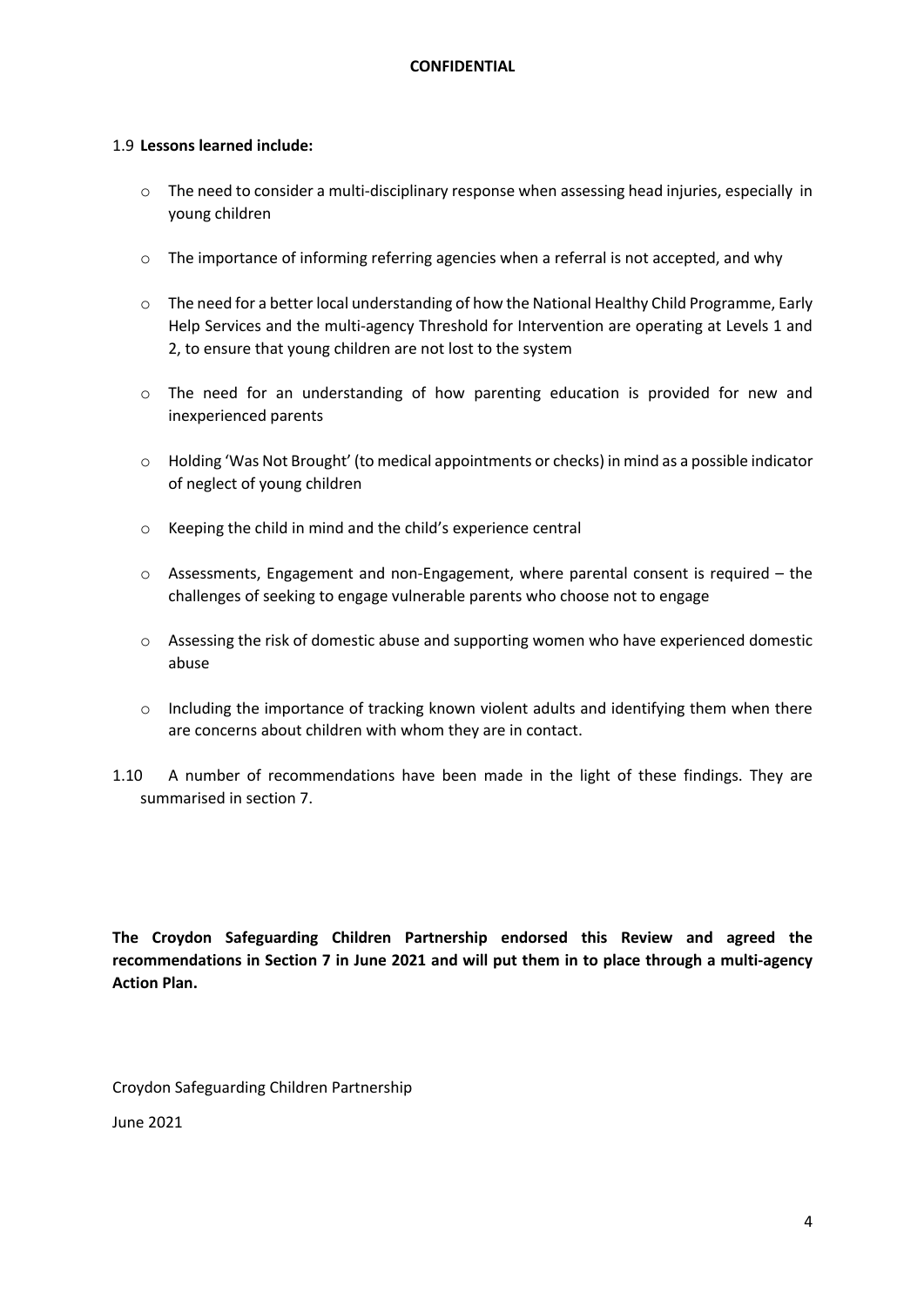1.9 **Lessons learned include:**

- The need to consider a multi-disciplinary response when assessing head injuries, especially in young children
- The importance of informing referring agencies when a referral is not accepted, and why
- The need for a better local understanding of how the National Healthy Child Programme, Early Help Services and the multi-agency Threshold for Intervention are operating at Levels 1 and 2, to ensure that young children are not lost to the system
- The need for an understanding of how parenting education is provided for new and inexperienced parents
- Holding 'Was Not Brought' (to medical appointments or checks) in mind as a possible indicator of neglect of young children
- Keeping the child in mind and the child's experience central
- Assessments, Engagement and non-Engagement, where parental consent is required – the challenges of seeking to engage vulnerable parents who choose not to engage
- Assessing the risk of domestic abuse and supporting women who have experienced domestic abuse
- Including the importance of tracking known violent adults and identifying them when there are concerns about children with whom they are in contact.

1.10 A number of recommendations have been made in the light of these findings. They are summarised in section 7.

**The Croydon Safeguarding Children Partnership endorsed this Review and agreed the recommendations in Section 7 in June 2021 and will put them in to place through a multi-agency Action Plan.**

Croydon Safeguarding Children Partnership

June 2021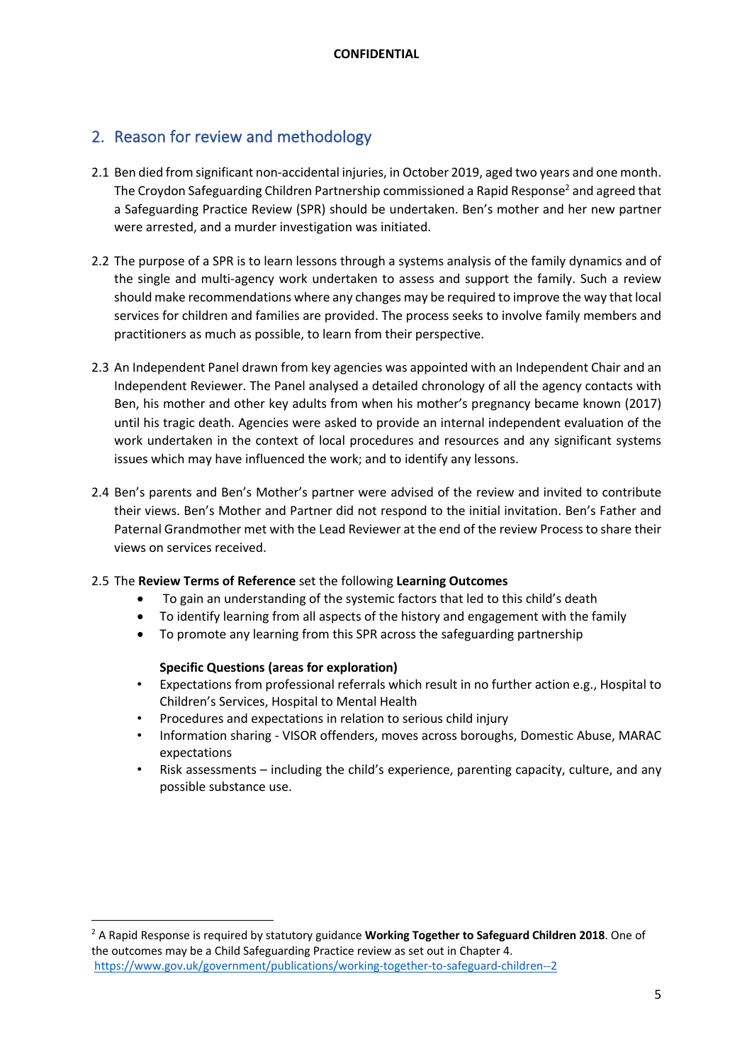## 2. Reason for review and methodology

2.1 Ben died from significant non-accidental injuries, in October 2019, aged two years and one month. The Croydon Safeguarding Children Partnership commissioned a Rapid Response[2] and agreed that a Safeguarding Practice Review (SPR) should be undertaken. Ben's mother and her new partner were arrested, and a murder investigation was initiated.

2.2 The purpose of a SPR is to learn lessons through a systems analysis of the family dynamics and of the single and multi-agency work undertaken to assess and support the family. Such a review should make recommendations where any changes may be required to improve the way that local services for children and families are provided. The process seeks to involve family members and practitioners as much as possible, to learn from their perspective.

2.3 An Independent Panel drawn from key agencies was appointed with an Independent Chair and an Independent Reviewer. The Panel analysed a detailed chronology of all the agency contacts with Ben, his mother and other key adults from when his mother's pregnancy became known (2017) until his tragic death. Agencies were asked to provide an internal independent evaluation of the work undertaken in the context of local procedures and resources and any significant systems issues which may have influenced the work; and to identify any lessons.

2.4 Ben's parents and Ben's Mother's partner were advised of the review and invited to contribute their views. Ben's Mother and Partner did not respond to the initial invitation. Ben's Father and Paternal Grandmother met with the Lead Reviewer at the end of the review Process to share their views on services received.

2.5 The **Review Terms of Reference** set the following **Learning Outcomes**

- To gain an understanding of the systemic factors that led to this child's death
- To identify learning from all aspects of the history and engagement with the family
- To promote any learning from this SPR across the safeguarding partnership

**Specific Questions (areas for exploration)**

- Expectations from professional referrals which result in no further action e.g., Hospital to Children's Services, Hospital to Mental Health
- Procedures and expectations in relation to serious child injury
- Information sharing - VISOR offenders, moves across boroughs, Domestic Abuse, MARAC expectations
- Risk assessments – including the child's experience, parenting capacity, culture, and any possible substance use.

---

[2] A Rapid Response is required by statutory guidance **Working Together to Safeguard Children 2018**. One of the outcomes may be a Child Safeguarding Practice review as set out in Chapter 4. https://www.gov.uk/government/publications/working-together-to-safeguard-children--2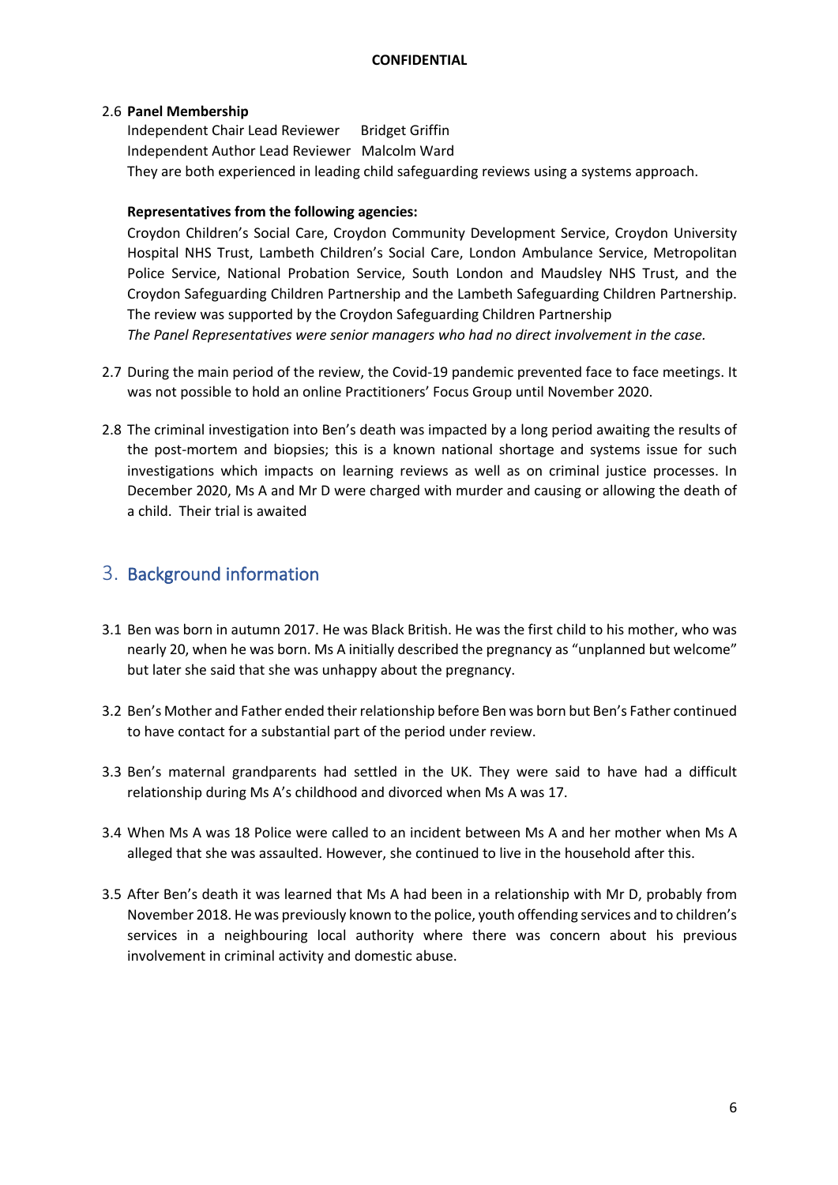2.6 **Panel Membership**

Independent Chair Lead Reviewer Bridget Griffin
Independent Author Lead Reviewer Malcolm Ward
They are both experienced in leading child safeguarding reviews using a systems approach.

**Representatives from the following agencies:**

Croydon Children's Social Care, Croydon Community Development Service, Croydon University Hospital NHS Trust, Lambeth Children's Social Care, London Ambulance Service, Metropolitan Police Service, National Probation Service, South London and Maudsley NHS Trust, and the Croydon Safeguarding Children Partnership and the Lambeth Safeguarding Children Partnership. The review was supported by the Croydon Safeguarding Children Partnership
*The Panel Representatives were senior managers who had no direct involvement in the case.*

2.7 During the main period of the review, the Covid-19 pandemic prevented face to face meetings. It was not possible to hold an online Practitioners' Focus Group until November 2020.

2.8 The criminal investigation into Ben's death was impacted by a long period awaiting the results of the post-mortem and biopsies; this is a known national shortage and systems issue for such investigations which impacts on learning reviews as well as on criminal justice processes. In December 2020, Ms A and Mr D were charged with murder and causing or allowing the death of a child. Their trial is awaited

## 3. Background information

3.1 Ben was born in autumn 2017. He was Black British. He was the first child to his mother, who was nearly 20, when he was born. Ms A initially described the pregnancy as "unplanned but welcome" but later she said that she was unhappy about the pregnancy.

3.2 Ben's Mother and Father ended their relationship before Ben was born but Ben's Father continued to have contact for a substantial part of the period under review.

3.3 Ben's maternal grandparents had settled in the UK. They were said to have had a difficult relationship during Ms A's childhood and divorced when Ms A was 17.

3.4 When Ms A was 18 Police were called to an incident between Ms A and her mother when Ms A alleged that she was assaulted. However, she continued to live in the household after this.

3.5 After Ben's death it was learned that Ms A had been in a relationship with Mr D, probably from November 2018. He was previously known to the police, youth offending services and to children's services in a neighbouring local authority where there was concern about his previous involvement in criminal activity and domestic abuse.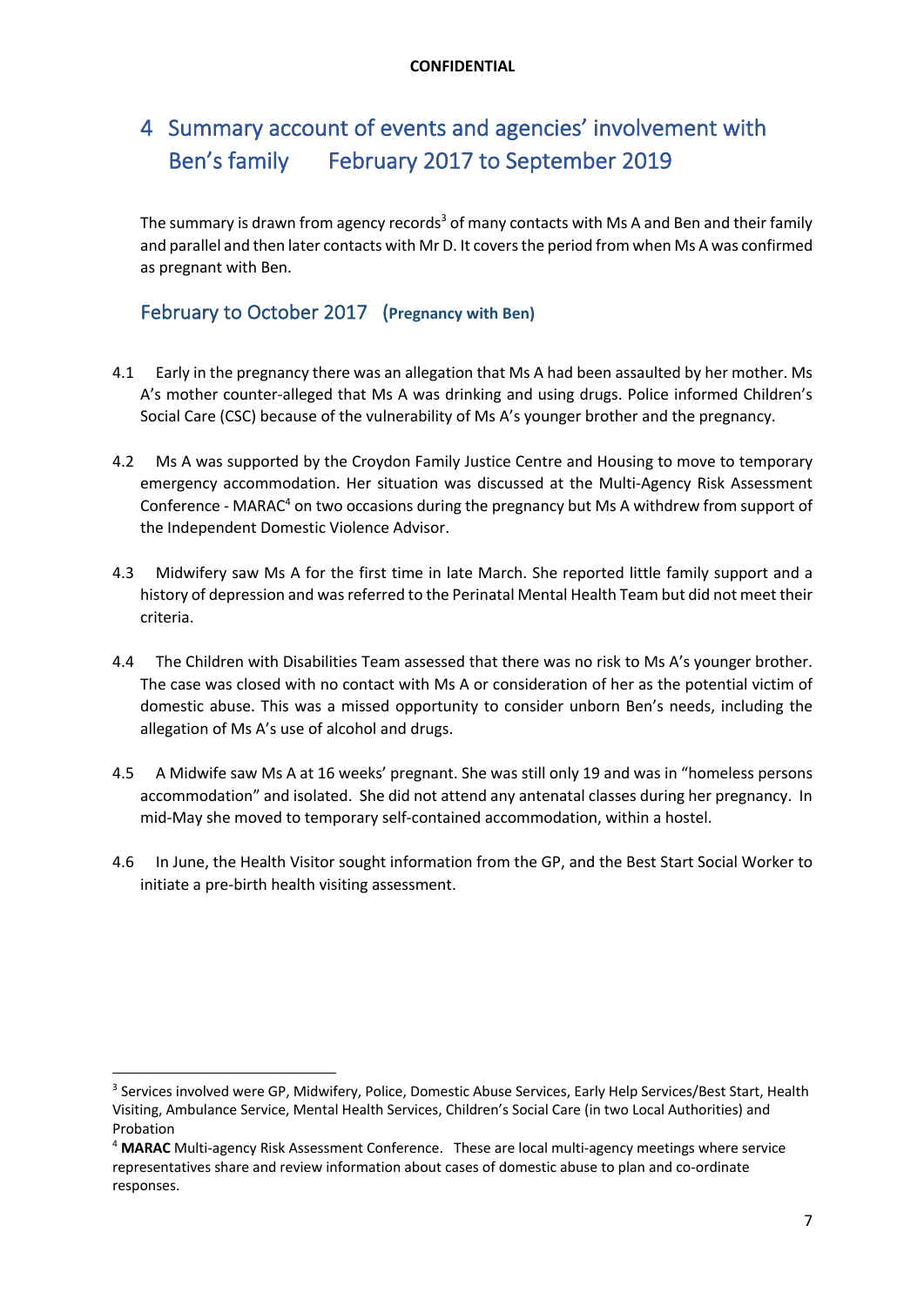# 4 Summary account of events and agencies' involvement with Ben's family February 2017 to September 2019

The summary is drawn from agency records[3] of many contacts with Ms A and Ben and their family and parallel and then later contacts with Mr D. It covers the period from when Ms A was confirmed as pregnant with Ben.

## February to October 2017 (Pregnancy with Ben)

4.1 Early in the pregnancy there was an allegation that Ms A had been assaulted by her mother. Ms A's mother counter-alleged that Ms A was drinking and using drugs. Police informed Children's Social Care (CSC) because of the vulnerability of Ms A's younger brother and the pregnancy.

4.2 Ms A was supported by the Croydon Family Justice Centre and Housing to move to temporary emergency accommodation. Her situation was discussed at the Multi-Agency Risk Assessment Conference - MARAC[4] on two occasions during the pregnancy but Ms A withdrew from support of the Independent Domestic Violence Advisor.

4.3 Midwifery saw Ms A for the first time in late March. She reported little family support and a history of depression and was referred to the Perinatal Mental Health Team but did not meet their criteria.

4.4 The Children with Disabilities Team assessed that there was no risk to Ms A's younger brother. The case was closed with no contact with Ms A or consideration of her as the potential victim of domestic abuse. This was a missed opportunity to consider unborn Ben's needs, including the allegation of Ms A's use of alcohol and drugs.

4.5 A Midwife saw Ms A at 16 weeks' pregnant. She was still only 19 and was in "homeless persons accommodation" and isolated. She did not attend any antenatal classes during her pregnancy. In mid-May she moved to temporary self-contained accommodation, within a hostel.

4.6 In June, the Health Visitor sought information from the GP, and the Best Start Social Worker to initiate a pre-birth health visiting assessment.

---

[3] Services involved were GP, Midwifery, Police, Domestic Abuse Services, Early Help Services/Best Start, Health Visiting, Ambulance Service, Mental Health Services, Children's Social Care (in two Local Authorities) and Probation

[4] **MARAC** Multi-agency Risk Assessment Conference. These are local multi-agency meetings where service representatives share and review information about cases of domestic abuse to plan and co-ordinate responses.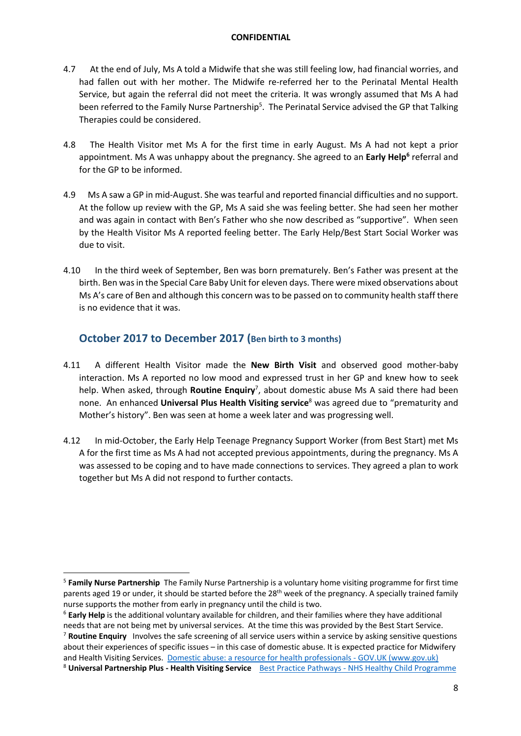4.7 At the end of July, Ms A told a Midwife that she was still feeling low, had financial worries, and had fallen out with her mother. The Midwife re-referred her to the Perinatal Mental Health Service, but again the referral did not meet the criteria. It was wrongly assumed that Ms A had been referred to the Family Nurse Partnership[5]. The Perinatal Service advised the GP that Talking Therapies could be considered.

4.8 The Health Visitor met Ms A for the first time in early August. Ms A had not kept a prior appointment. Ms A was unhappy about the pregnancy. She agreed to an **Early Help**[6] referral and for the GP to be informed.

4.9 Ms A saw a GP in mid-August. She was tearful and reported financial difficulties and no support. At the follow up review with the GP, Ms A said she was feeling better. She had seen her mother and was again in contact with Ben's Father who she now described as "supportive". When seen by the Health Visitor Ms A reported feeling better. The Early Help/Best Start Social Worker was due to visit.

4.10 In the third week of September, Ben was born prematurely. Ben's Father was present at the birth. Ben was in the Special Care Baby Unit for eleven days. There were mixed observations about Ms A's care of Ben and although this concern was to be passed on to community health staff there is no evidence that it was.

## October 2017 to December 2017 (Ben birth to 3 months)

4.11 A different Health Visitor made the **New Birth Visit** and observed good mother-baby interaction. Ms A reported no low mood and expressed trust in her GP and knew how to seek help. When asked, through **Routine Enquiry**[7], about domestic abuse Ms A said there had been none. An enhanced **Universal Plus Health Visiting service**[8] was agreed due to "prematurity and Mother's history". Ben was seen at home a week later and was progressing well.

4.12 In mid-October, the Early Help Teenage Pregnancy Support Worker (from Best Start) met Ms A for the first time as Ms A had not accepted previous appointments, during the pregnancy. Ms A was assessed to be coping and to have made connections to services. They agreed a plan to work together but Ms A did not respond to further contacts.

---

[5] **Family Nurse Partnership** The Family Nurse Partnership is a voluntary home visiting programme for first time parents aged 19 or under, it should be started before the 28th week of the pregnancy. A specially trained family nurse supports the mother from early in pregnancy until the child is two.

[6] **Early Help** is the additional voluntary available for children, and their families where they have additional needs that are not being met by universal services. At the time this was provided by the Best Start Service.

[7] **Routine Enquiry** Involves the safe screening of all service users within a service by asking sensitive questions about their experiences of specific issues – in this case of domestic abuse. It is expected practice for Midwifery and Health Visiting Services. [Domestic abuse: a resource for health professionals - GOV.UK (www.gov.uk)]

[8] **Universal Partnership Plus - Health Visiting Service** [Best Practice Pathways - NHS Healthy Child Programme]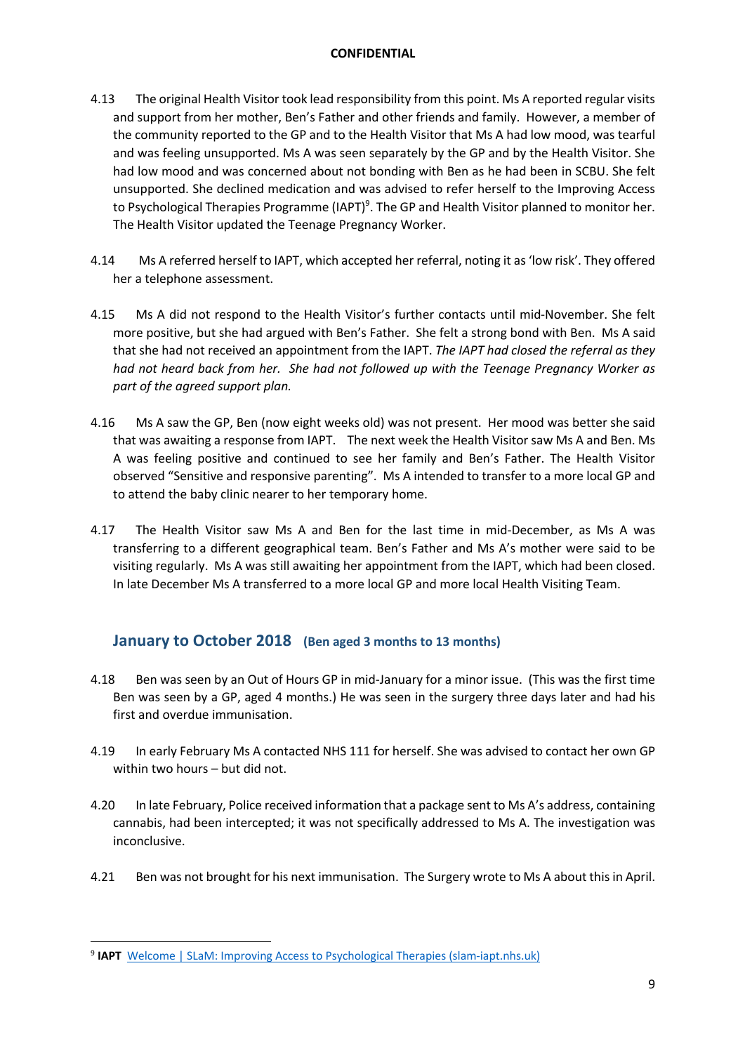4.13 The original Health Visitor took lead responsibility from this point. Ms A reported regular visits and support from her mother, Ben's Father and other friends and family. However, a member of the community reported to the GP and to the Health Visitor that Ms A had low mood, was tearful and was feeling unsupported. Ms A was seen separately by the GP and by the Health Visitor. She had low mood and was concerned about not bonding with Ben as he had been in SCBU. She felt unsupported. She declined medication and was advised to refer herself to the Improving Access to Psychological Therapies Programme (IAPT)[9]. The GP and Health Visitor planned to monitor her. The Health Visitor updated the Teenage Pregnancy Worker.

4.14 Ms A referred herself to IAPT, which accepted her referral, noting it as 'low risk'. They offered her a telephone assessment.

4.15 Ms A did not respond to the Health Visitor's further contacts until mid-November. She felt more positive, but she had argued with Ben's Father. She felt a strong bond with Ben. Ms A said that she had not received an appointment from the IAPT. *The IAPT had closed the referral as they had not heard back from her. She had not followed up with the Teenage Pregnancy Worker as part of the agreed support plan.*

4.16 Ms A saw the GP, Ben (now eight weeks old) was not present. Her mood was better she said that was awaiting a response from IAPT. The next week the Health Visitor saw Ms A and Ben. Ms A was feeling positive and continued to see her family and Ben's Father. The Health Visitor observed "Sensitive and responsive parenting". Ms A intended to transfer to a more local GP and to attend the baby clinic nearer to her temporary home.

4.17 The Health Visitor saw Ms A and Ben for the last time in mid-December, as Ms A was transferring to a different geographical team. Ben's Father and Ms A's mother were said to be visiting regularly. Ms A was still awaiting her appointment from the IAPT, which had been closed. In late December Ms A transferred to a more local GP and more local Health Visiting Team.

## January to October 2018 (Ben aged 3 months to 13 months)

4.18 Ben was seen by an Out of Hours GP in mid-January for a minor issue. (This was the first time Ben was seen by a GP, aged 4 months.) He was seen in the surgery three days later and had his first and overdue immunisation.

4.19 In early February Ms A contacted NHS 111 for herself. She was advised to contact her own GP within two hours – but did not.

4.20 In late February, Police received information that a package sent to Ms A's address, containing cannabis, had been intercepted; it was not specifically addressed to Ms A. The investigation was inconclusive.

4.21 Ben was not brought for his next immunisation. The Surgery wrote to Ms A about this in April.

---

[9] **IAPT** [Welcome | SLaM: Improving Access to Psychological Therapies (slam-iapt.nhs.uk)](slam-iapt.nhs.uk)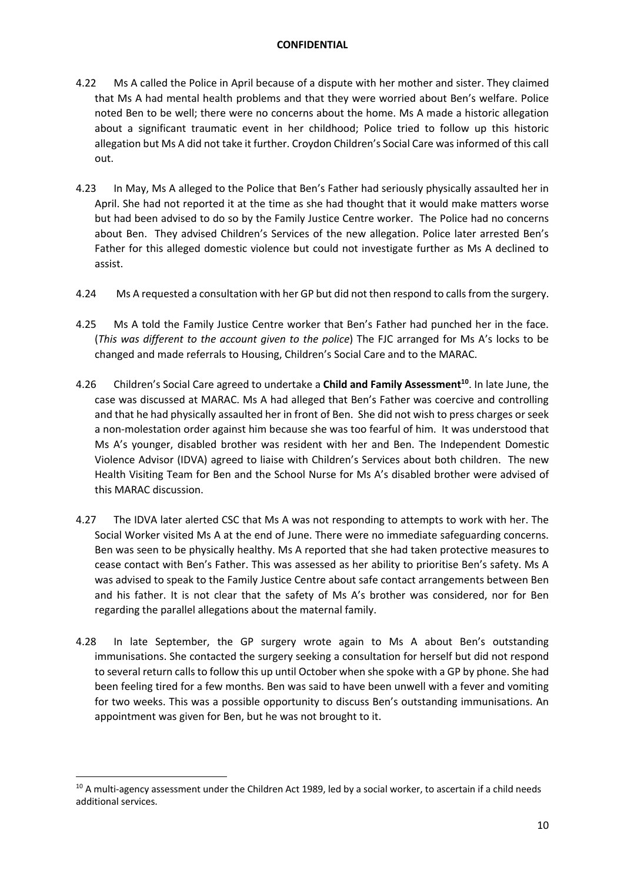4.22 Ms A called the Police in April because of a dispute with her mother and sister. They claimed that Ms A had mental health problems and that they were worried about Ben's welfare. Police noted Ben to be well; there were no concerns about the home. Ms A made a historic allegation about a significant traumatic event in her childhood; Police tried to follow up this historic allegation but Ms A did not take it further. Croydon Children's Social Care was informed of this call out.

4.23 In May, Ms A alleged to the Police that Ben's Father had seriously physically assaulted her in April. She had not reported it at the time as she had thought that it would make matters worse but had been advised to do so by the Family Justice Centre worker. The Police had no concerns about Ben. They advised Children's Services of the new allegation. Police later arrested Ben's Father for this alleged domestic violence but could not investigate further as Ms A declined to assist.

4.24 Ms A requested a consultation with her GP but did not then respond to calls from the surgery.

4.25 Ms A told the Family Justice Centre worker that Ben's Father had punched her in the face. (*This was different to the account given to the police*) The FJC arranged for Ms A's locks to be changed and made referrals to Housing, Children's Social Care and to the MARAC.

4.26 Children's Social Care agreed to undertake a **Child and Family Assessment**[10]. In late June, the case was discussed at MARAC. Ms A had alleged that Ben's Father was coercive and controlling and that he had physically assaulted her in front of Ben. She did not wish to press charges or seek a non-molestation order against him because she was too fearful of him. It was understood that Ms A's younger, disabled brother was resident with her and Ben. The Independent Domestic Violence Advisor (IDVA) agreed to liaise with Children's Services about both children. The new Health Visiting Team for Ben and the School Nurse for Ms A's disabled brother were advised of this MARAC discussion.

4.27 The IDVA later alerted CSC that Ms A was not responding to attempts to work with her. The Social Worker visited Ms A at the end of June. There were no immediate safeguarding concerns. Ben was seen to be physically healthy. Ms A reported that she had taken protective measures to cease contact with Ben's Father. This was assessed as her ability to prioritise Ben's safety. Ms A was advised to speak to the Family Justice Centre about safe contact arrangements between Ben and his father. It is not clear that the safety of Ms A's brother was considered, nor for Ben regarding the parallel allegations about the maternal family.

4.28 In late September, the GP surgery wrote again to Ms A about Ben's outstanding immunisations. She contacted the surgery seeking a consultation for herself but did not respond to several return calls to follow this up until October when she spoke with a GP by phone. She had been feeling tired for a few months. Ben was said to have been unwell with a fever and vomiting for two weeks. This was a possible opportunity to discuss Ben's outstanding immunisations. An appointment was given for Ben, but he was not brought to it.

---

[10] A multi-agency assessment under the Children Act 1989, led by a social worker, to ascertain if a child needs additional services.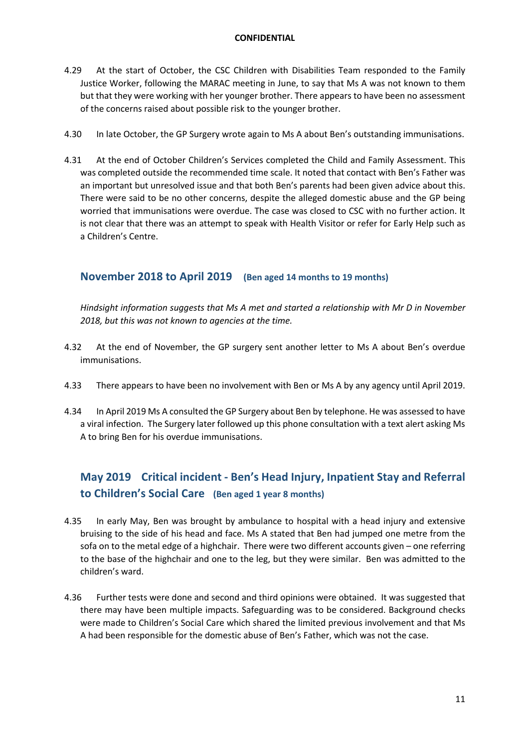4.29 At the start of October, the CSC Children with Disabilities Team responded to the Family Justice Worker, following the MARAC meeting in June, to say that Ms A was not known to them but that they were working with her younger brother. There appears to have been no assessment of the concerns raised about possible risk to the younger brother.

4.30 In late October, the GP Surgery wrote again to Ms A about Ben's outstanding immunisations.

4.31 At the end of October Children's Services completed the Child and Family Assessment. This was completed outside the recommended time scale. It noted that contact with Ben's Father was an important but unresolved issue and that both Ben's parents had been given advice about this. There were said to be no other concerns, despite the alleged domestic abuse and the GP being worried that immunisations were overdue. The case was closed to CSC with no further action. It is not clear that there was an attempt to speak with Health Visitor or refer for Early Help such as a Children's Centre.

## November 2018 to April 2019 **(Ben aged 14 months to 19 months)**

*Hindsight information suggests that Ms A met and started a relationship with Mr D in November 2018, but this was not known to agencies at the time.*

4.32 At the end of November, the GP surgery sent another letter to Ms A about Ben's overdue immunisations.

4.33 There appears to have been no involvement with Ben or Ms A by any agency until April 2019.

4.34 In April 2019 Ms A consulted the GP Surgery about Ben by telephone. He was assessed to have a viral infection. The Surgery later followed up this phone consultation with a text alert asking Ms A to bring Ben for his overdue immunisations.

## May 2019 Critical incident - Ben's Head Injury, Inpatient Stay and Referral to Children's Social Care **(Ben aged 1 year 8 months)**

4.35 In early May, Ben was brought by ambulance to hospital with a head injury and extensive bruising to the side of his head and face. Ms A stated that Ben had jumped one metre from the sofa on to the metal edge of a highchair. There were two different accounts given – one referring to the base of the highchair and one to the leg, but they were similar. Ben was admitted to the children's ward.

4.36 Further tests were done and second and third opinions were obtained. It was suggested that there may have been multiple impacts. Safeguarding was to be considered. Background checks were made to Children's Social Care which shared the limited previous involvement and that Ms A had been responsible for the domestic abuse of Ben's Father, which was not the case.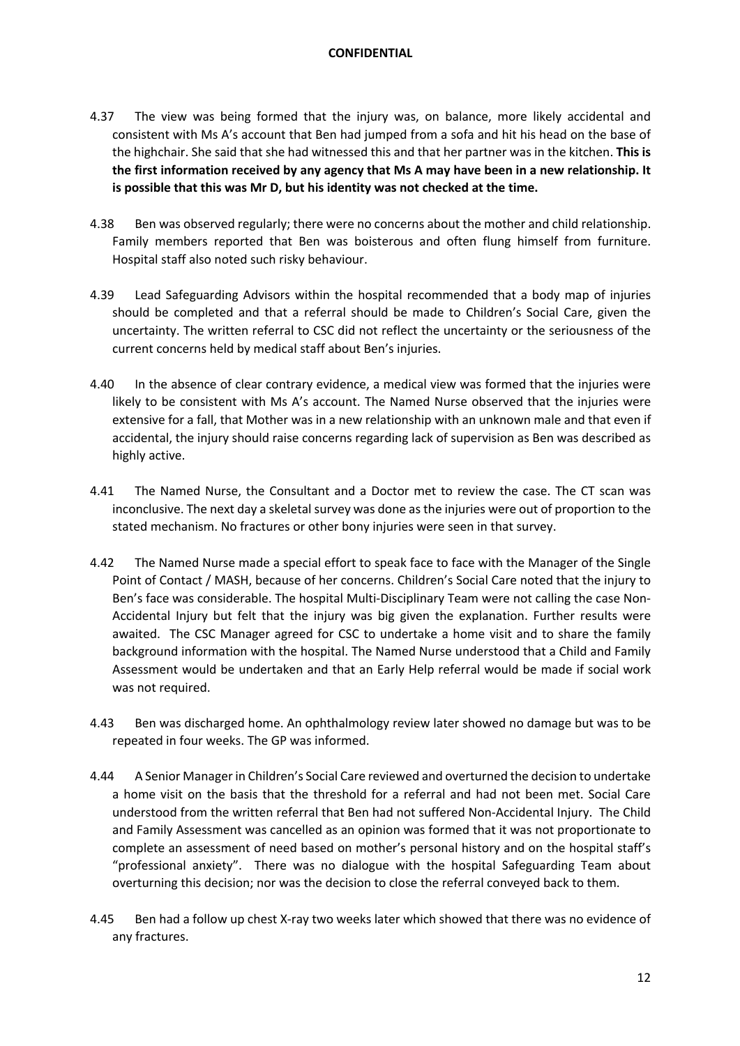4.37 The view was being formed that the injury was, on balance, more likely accidental and consistent with Ms A's account that Ben had jumped from a sofa and hit his head on the base of the highchair. She said that she had witnessed this and that her partner was in the kitchen. **This is the first information received by any agency that Ms A may have been in a new relationship. It is possible that this was Mr D, but his identity was not checked at the time.**

4.38 Ben was observed regularly; there were no concerns about the mother and child relationship. Family members reported that Ben was boisterous and often flung himself from furniture. Hospital staff also noted such risky behaviour.

4.39 Lead Safeguarding Advisors within the hospital recommended that a body map of injuries should be completed and that a referral should be made to Children's Social Care, given the uncertainty. The written referral to CSC did not reflect the uncertainty or the seriousness of the current concerns held by medical staff about Ben's injuries.

4.40 In the absence of clear contrary evidence, a medical view was formed that the injuries were likely to be consistent with Ms A's account. The Named Nurse observed that the injuries were extensive for a fall, that Mother was in a new relationship with an unknown male and that even if accidental, the injury should raise concerns regarding lack of supervision as Ben was described as highly active.

4.41 The Named Nurse, the Consultant and a Doctor met to review the case. The CT scan was inconclusive. The next day a skeletal survey was done as the injuries were out of proportion to the stated mechanism. No fractures or other bony injuries were seen in that survey.

4.42 The Named Nurse made a special effort to speak face to face with the Manager of the Single Point of Contact / MASH, because of her concerns. Children's Social Care noted that the injury to Ben's face was considerable. The hospital Multi-Disciplinary Team were not calling the case Non-Accidental Injury but felt that the injury was big given the explanation. Further results were awaited. The CSC Manager agreed for CSC to undertake a home visit and to share the family background information with the hospital. The Named Nurse understood that a Child and Family Assessment would be undertaken and that an Early Help referral would be made if social work was not required.

4.43 Ben was discharged home. An ophthalmology review later showed no damage but was to be repeated in four weeks. The GP was informed.

4.44 A Senior Manager in Children's Social Care reviewed and overturned the decision to undertake a home visit on the basis that the threshold for a referral and had not been met. Social Care understood from the written referral that Ben had not suffered Non-Accidental Injury. The Child and Family Assessment was cancelled as an opinion was formed that it was not proportionate to complete an assessment of need based on mother's personal history and on the hospital staff's "professional anxiety". There was no dialogue with the hospital Safeguarding Team about overturning this decision; nor was the decision to close the referral conveyed back to them.

4.45 Ben had a follow up chest X-ray two weeks later which showed that there was no evidence of any fractures.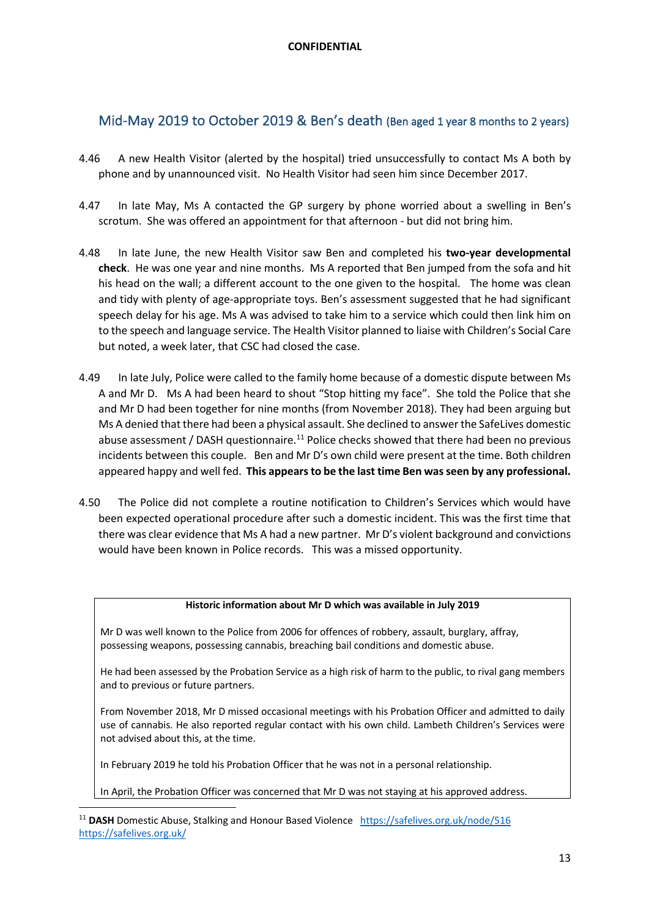**CONFIDENTIAL**

## Mid-May 2019 to October 2019 & Ben's death (Ben aged 1 year 8 months to 2 years)

4.46 A new Health Visitor (alerted by the hospital) tried unsuccessfully to contact Ms A both by phone and by unannounced visit. No Health Visitor had seen him since December 2017.

4.47 In late May, Ms A contacted the GP surgery by phone worried about a swelling in Ben's scrotum. She was offered an appointment for that afternoon - but did not bring him.

4.48 In late June, the new Health Visitor saw Ben and completed his **two-year developmental check**. He was one year and nine months. Ms A reported that Ben jumped from the sofa and hit his head on the wall; a different account to the one given to the hospital. The home was clean and tidy with plenty of age-appropriate toys. Ben's assessment suggested that he had significant speech delay for his age. Ms A was advised to take him to a service which could then link him on to the speech and language service. The Health Visitor planned to liaise with Children's Social Care but noted, a week later, that CSC had closed the case.

4.49 In late July, Police were called to the family home because of a domestic dispute between Ms A and Mr D. Ms A had been heard to shout "Stop hitting my face". She told the Police that she and Mr D had been together for nine months (from November 2018). They had been arguing but Ms A denied that there had been a physical assault. She declined to answer the SafeLives domestic abuse assessment / DASH questionnaire.[11] Police checks showed that there had been no previous incidents between this couple. Ben and Mr D's own child were present at the time. Both children appeared happy and well fed. **This appears to be the last time Ben was seen by any professional.**

4.50 The Police did not complete a routine notification to Children's Services which would have been expected operational procedure after such a domestic incident. This was the first time that there was clear evidence that Ms A had a new partner. Mr D's violent background and convictions would have been known in Police records. This was a missed opportunity.

| **Historic information about Mr D which was available in July 2019** |
|---|
| Mr D was well known to the Police from 2006 for offences of robbery, assault, burglary, affray, possessing weapons, possessing cannabis, breaching bail conditions and domestic abuse. |
| He had been assessed by the Probation Service as a high risk of harm to the public, to rival gang members and to previous or future partners. |
| From November 2018, Mr D missed occasional meetings with his Probation Officer and admitted to daily use of cannabis. He also reported regular contact with his own child. Lambeth Children's Services were not advised about this, at the time. |
| In February 2019 he told his Probation Officer that he was not in a personal relationship. |
| In April, the Probation Officer was concerned that Mr D was not staying at his approved address. |

[11] **DASH** Domestic Abuse, Stalking and Honour Based Violence https://safelives.org.uk/node/516 https://safelives.org.uk/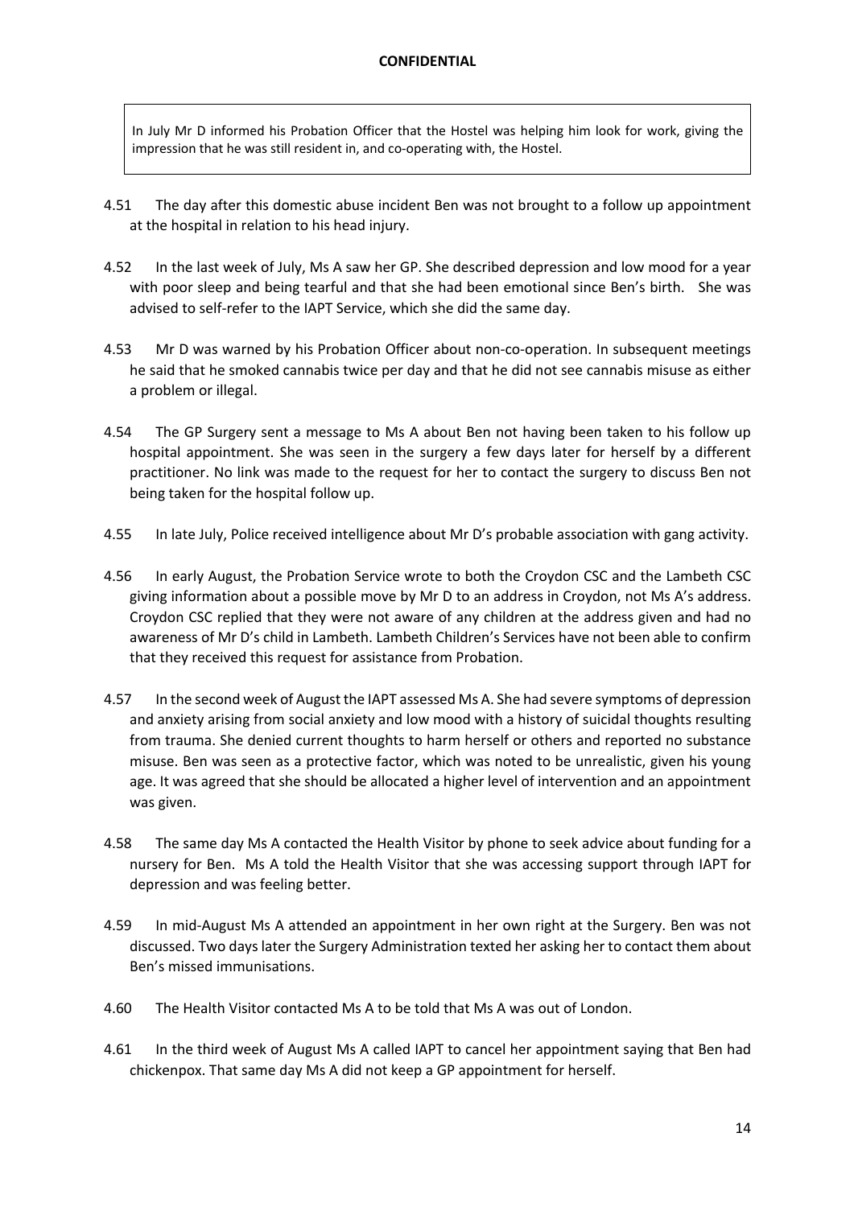**CONFIDENTIAL**

> In July Mr D informed his Probation Officer that the Hostel was helping him look for work, giving the impression that he was still resident in, and co-operating with, the Hostel.

4.51 The day after this domestic abuse incident Ben was not brought to a follow up appointment at the hospital in relation to his head injury.

4.52 In the last week of July, Ms A saw her GP. She described depression and low mood for a year with poor sleep and being tearful and that she had been emotional since Ben's birth. She was advised to self-refer to the IAPT Service, which she did the same day.

4.53 Mr D was warned by his Probation Officer about non-co-operation. In subsequent meetings he said that he smoked cannabis twice per day and that he did not see cannabis misuse as either a problem or illegal.

4.54 The GP Surgery sent a message to Ms A about Ben not having been taken to his follow up hospital appointment. She was seen in the surgery a few days later for herself by a different practitioner. No link was made to the request for her to contact the surgery to discuss Ben not being taken for the hospital follow up.

4.55 In late July, Police received intelligence about Mr D's probable association with gang activity.

4.56 In early August, the Probation Service wrote to both the Croydon CSC and the Lambeth CSC giving information about a possible move by Mr D to an address in Croydon, not Ms A's address. Croydon CSC replied that they were not aware of any children at the address given and had no awareness of Mr D's child in Lambeth. Lambeth Children's Services have not been able to confirm that they received this request for assistance from Probation.

4.57 In the second week of August the IAPT assessed Ms A. She had severe symptoms of depression and anxiety arising from social anxiety and low mood with a history of suicidal thoughts resulting from trauma. She denied current thoughts to harm herself or others and reported no substance misuse. Ben was seen as a protective factor, which was noted to be unrealistic, given his young age. It was agreed that she should be allocated a higher level of intervention and an appointment was given.

4.58 The same day Ms A contacted the Health Visitor by phone to seek advice about funding for a nursery for Ben. Ms A told the Health Visitor that she was accessing support through IAPT for depression and was feeling better.

4.59 In mid-August Ms A attended an appointment in her own right at the Surgery. Ben was not discussed. Two days later the Surgery Administration texted her asking her to contact them about Ben's missed immunisations.

4.60 The Health Visitor contacted Ms A to be told that Ms A was out of London.

4.61 In the third week of August Ms A called IAPT to cancel her appointment saying that Ben had chickenpox. That same day Ms A did not keep a GP appointment for herself.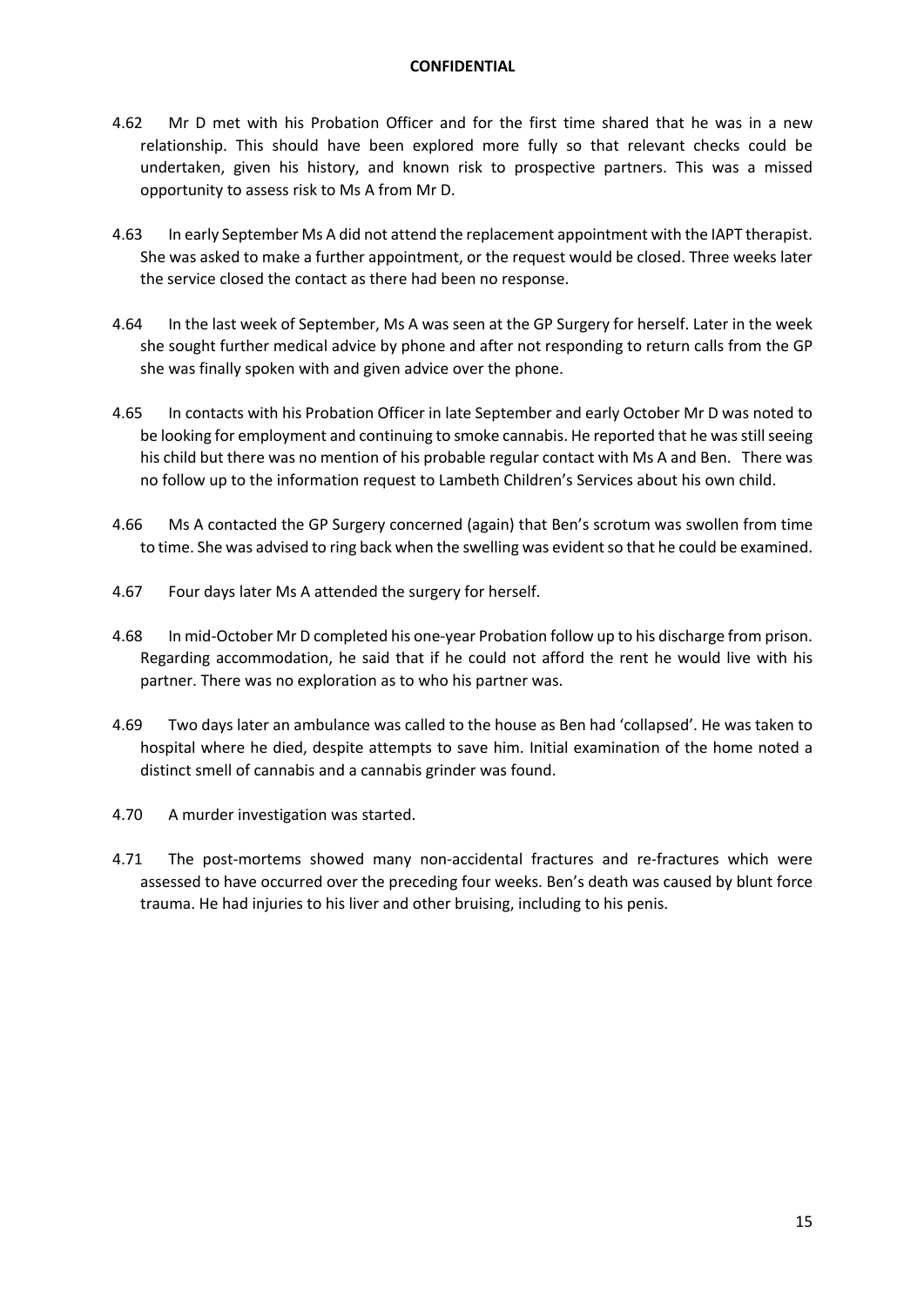4.62 Mr D met with his Probation Officer and for the first time shared that he was in a new relationship. This should have been explored more fully so that relevant checks could be undertaken, given his history, and known risk to prospective partners. This was a missed opportunity to assess risk to Ms A from Mr D.

4.63 In early September Ms A did not attend the replacement appointment with the IAPT therapist. She was asked to make a further appointment, or the request would be closed. Three weeks later the service closed the contact as there had been no response.

4.64 In the last week of September, Ms A was seen at the GP Surgery for herself. Later in the week she sought further medical advice by phone and after not responding to return calls from the GP she was finally spoken with and given advice over the phone.

4.65 In contacts with his Probation Officer in late September and early October Mr D was noted to be looking for employment and continuing to smoke cannabis. He reported that he was still seeing his child but there was no mention of his probable regular contact with Ms A and Ben. There was no follow up to the information request to Lambeth Children's Services about his own child.

4.66 Ms A contacted the GP Surgery concerned (again) that Ben's scrotum was swollen from time to time. She was advised to ring back when the swelling was evident so that he could be examined.

4.67 Four days later Ms A attended the surgery for herself.

4.68 In mid-October Mr D completed his one-year Probation follow up to his discharge from prison. Regarding accommodation, he said that if he could not afford the rent he would live with his partner. There was no exploration as to who his partner was.

4.69 Two days later an ambulance was called to the house as Ben had 'collapsed'. He was taken to hospital where he died, despite attempts to save him. Initial examination of the home noted a distinct smell of cannabis and a cannabis grinder was found.

4.70 A murder investigation was started.

4.71 The post-mortems showed many non-accidental fractures and re-fractures which were assessed to have occurred over the preceding four weeks. Ben's death was caused by blunt force trauma. He had injuries to his liver and other bruising, including to his penis.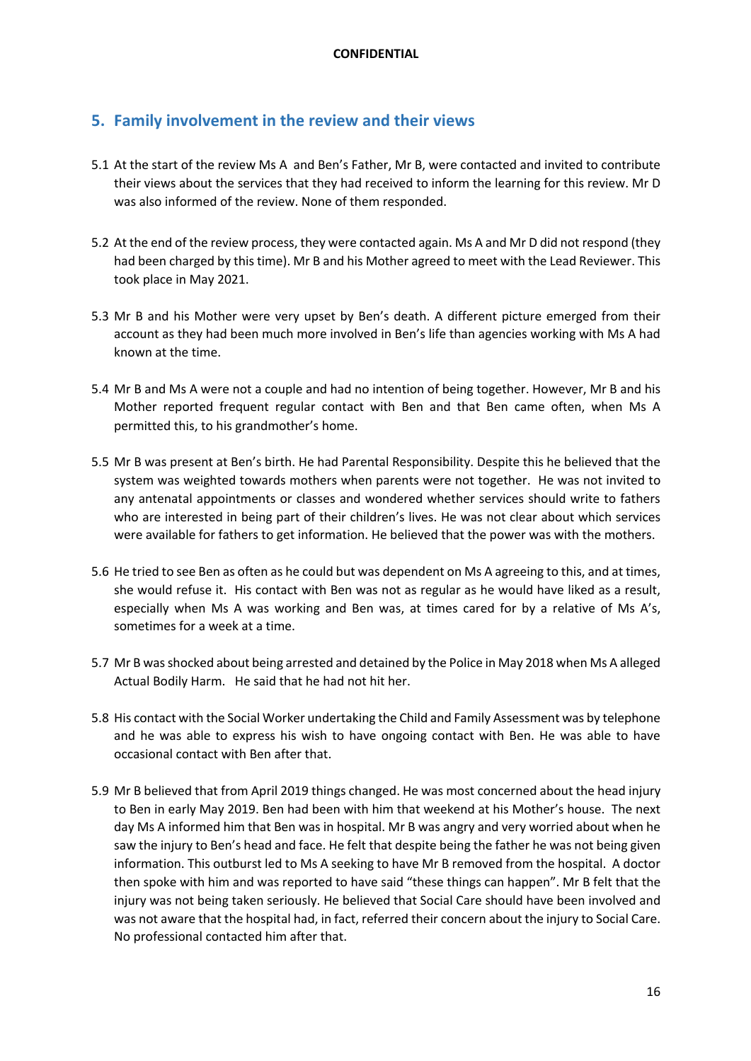## 5. Family involvement in the review and their views

5.1 At the start of the review Ms A and Ben's Father, Mr B, were contacted and invited to contribute their views about the services that they had received to inform the learning for this review. Mr D was also informed of the review. None of them responded.

5.2 At the end of the review process, they were contacted again. Ms A and Mr D did not respond (they had been charged by this time). Mr B and his Mother agreed to meet with the Lead Reviewer. This took place in May 2021.

5.3 Mr B and his Mother were very upset by Ben's death. A different picture emerged from their account as they had been much more involved in Ben's life than agencies working with Ms A had known at the time.

5.4 Mr B and Ms A were not a couple and had no intention of being together. However, Mr B and his Mother reported frequent regular contact with Ben and that Ben came often, when Ms A permitted this, to his grandmother's home.

5.5 Mr B was present at Ben's birth. He had Parental Responsibility. Despite this he believed that the system was weighted towards mothers when parents were not together. He was not invited to any antenatal appointments or classes and wondered whether services should write to fathers who are interested in being part of their children's lives. He was not clear about which services were available for fathers to get information. He believed that the power was with the mothers.

5.6 He tried to see Ben as often as he could but was dependent on Ms A agreeing to this, and at times, she would refuse it. His contact with Ben was not as regular as he would have liked as a result, especially when Ms A was working and Ben was, at times cared for by a relative of Ms A's, sometimes for a week at a time.

5.7 Mr B was shocked about being arrested and detained by the Police in May 2018 when Ms A alleged Actual Bodily Harm. He said that he had not hit her.

5.8 His contact with the Social Worker undertaking the Child and Family Assessment was by telephone and he was able to express his wish to have ongoing contact with Ben. He was able to have occasional contact with Ben after that.

5.9 Mr B believed that from April 2019 things changed. He was most concerned about the head injury to Ben in early May 2019. Ben had been with him that weekend at his Mother's house. The next day Ms A informed him that Ben was in hospital. Mr B was angry and very worried about when he saw the injury to Ben's head and face. He felt that despite being the father he was not being given information. This outburst led to Ms A seeking to have Mr B removed from the hospital. A doctor then spoke with him and was reported to have said "these things can happen". Mr B felt that the injury was not being taken seriously. He believed that Social Care should have been involved and was not aware that the hospital had, in fact, referred their concern about the injury to Social Care. No professional contacted him after that.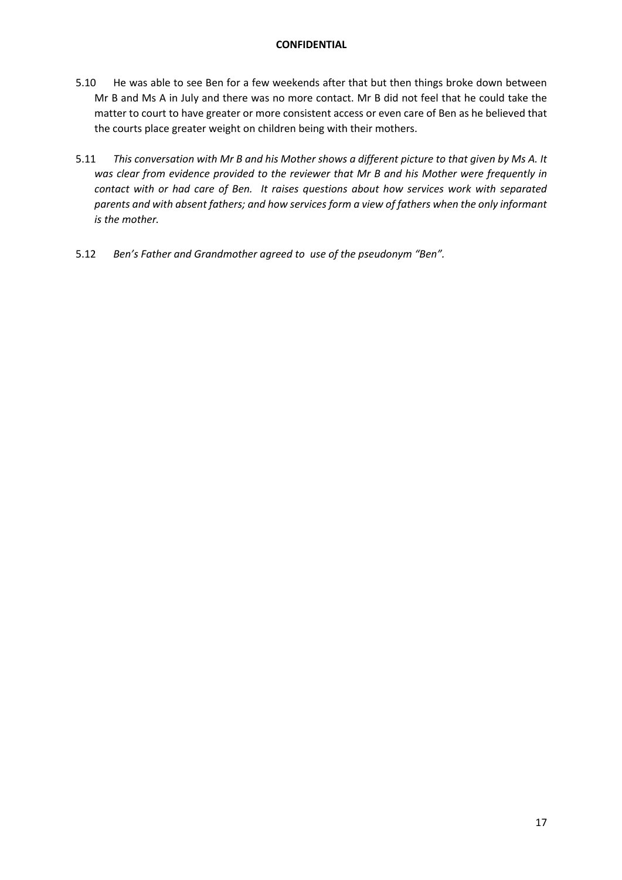5.10 He was able to see Ben for a few weekends after that but then things broke down between Mr B and Ms A in July and there was no more contact. Mr B did not feel that he could take the matter to court to have greater or more consistent access or even care of Ben as he believed that the courts place greater weight on children being with their mothers.

5.11 *This conversation with Mr B and his Mother shows a different picture to that given by Ms A. It was clear from evidence provided to the reviewer that Mr B and his Mother were frequently in contact with or had care of Ben. It raises questions about how services work with separated parents and with absent fathers; and how services form a view of fathers when the only informant is the mother.*

5.12 *Ben's Father and Grandmother agreed to use of the pseudonym "Ben".*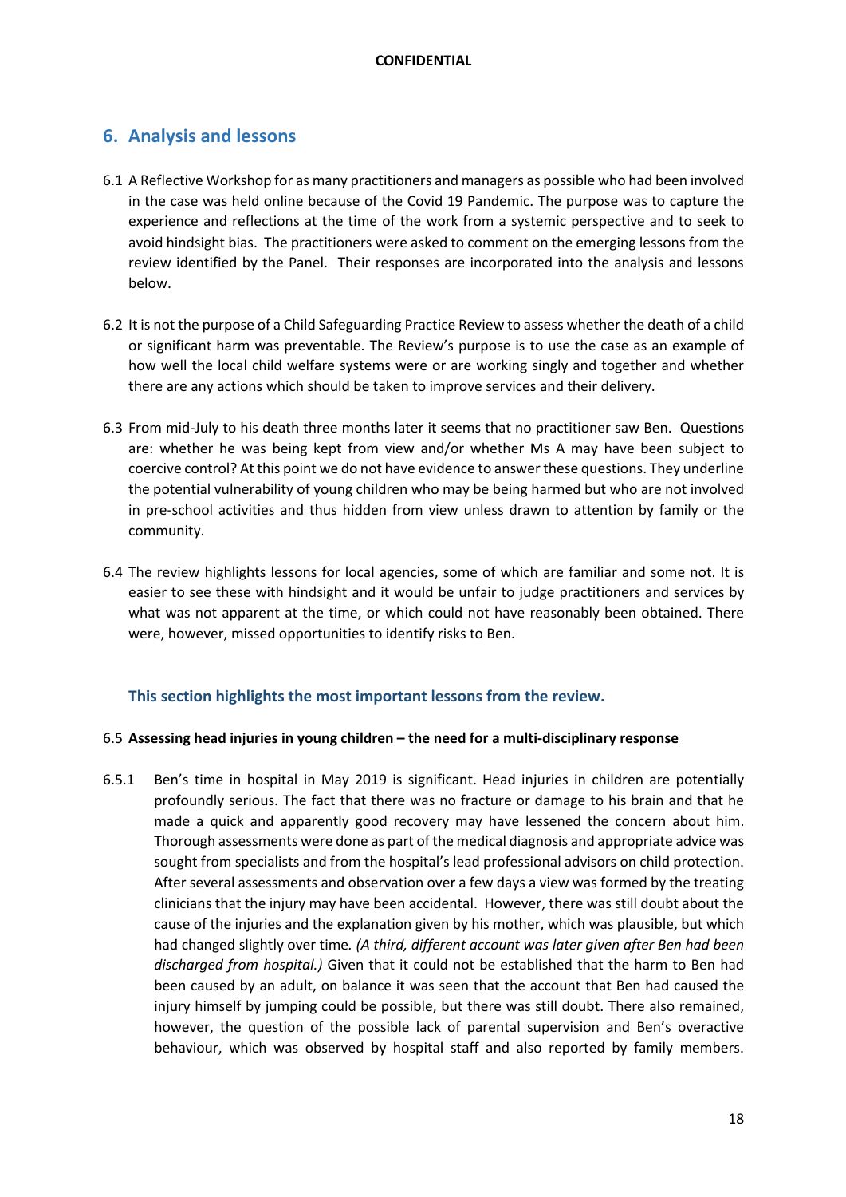## 6. Analysis and lessons

6.1 A Reflective Workshop for as many practitioners and managers as possible who had been involved in the case was held online because of the Covid 19 Pandemic. The purpose was to capture the experience and reflections at the time of the work from a systemic perspective and to seek to avoid hindsight bias. The practitioners were asked to comment on the emerging lessons from the review identified by the Panel. Their responses are incorporated into the analysis and lessons below.

6.2 It is not the purpose of a Child Safeguarding Practice Review to assess whether the death of a child or significant harm was preventable. The Review's purpose is to use the case as an example of how well the local child welfare systems were or are working singly and together and whether there are any actions which should be taken to improve services and their delivery.

6.3 From mid-July to his death three months later it seems that no practitioner saw Ben. Questions are: whether he was being kept from view and/or whether Ms A may have been subject to coercive control? At this point we do not have evidence to answer these questions. They underline the potential vulnerability of young children who may be being harmed but who are not involved in pre-school activities and thus hidden from view unless drawn to attention by family or the community.

6.4 The review highlights lessons for local agencies, some of which are familiar and some not. It is easier to see these with hindsight and it would be unfair to judge practitioners and services by what was not apparent at the time, or which could not have reasonably been obtained. There were, however, missed opportunities to identify risks to Ben.

### This section highlights the most important lessons from the review.

6.5 **Assessing head injuries in young children – the need for a multi-disciplinary response**

6.5.1 Ben's time in hospital in May 2019 is significant. Head injuries in children are potentially profoundly serious. The fact that there was no fracture or damage to his brain and that he made a quick and apparently good recovery may have lessened the concern about him. Thorough assessments were done as part of the medical diagnosis and appropriate advice was sought from specialists and from the hospital's lead professional advisors on child protection. After several assessments and observation over a few days a view was formed by the treating clinicians that the injury may have been accidental. However, there was still doubt about the cause of the injuries and the explanation given by his mother, which was plausible, but which had changed slightly over time. *(A third, different account was later given after Ben had been discharged from hospital.)* Given that it could not be established that the harm to Ben had been caused by an adult, on balance it was seen that the account that Ben had caused the injury himself by jumping could be possible, but there was still doubt. There also remained, however, the question of the possible lack of parental supervision and Ben's overactive behaviour, which was observed by hospital staff and also reported by family members.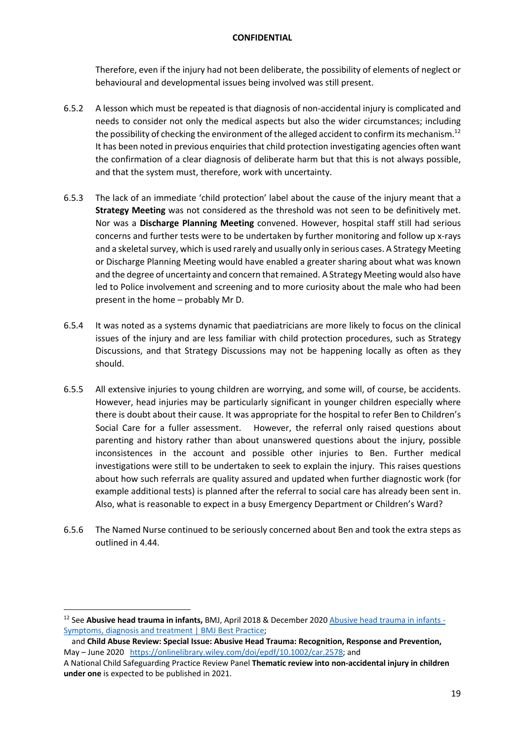Therefore, even if the injury had not been deliberate, the possibility of elements of neglect or behavioural and developmental issues being involved was still present.

6.5.2 A lesson which must be repeated is that diagnosis of non-accidental injury is complicated and needs to consider not only the medical aspects but also the wider circumstances; including the possibility of checking the environment of the alleged accident to confirm its mechanism.[12] It has been noted in previous enquiries that child protection investigating agencies often want the confirmation of a clear diagnosis of deliberate harm but that this is not always possible, and that the system must, therefore, work with uncertainty.

6.5.3 The lack of an immediate 'child protection' label about the cause of the injury meant that a **Strategy Meeting** was not considered as the threshold was not seen to be definitively met. Nor was a **Discharge Planning Meeting** convened. However, hospital staff still had serious concerns and further tests were to be undertaken by further monitoring and follow up x-rays and a skeletal survey, which is used rarely and usually only in serious cases. A Strategy Meeting or Discharge Planning Meeting would have enabled a greater sharing about what was known and the degree of uncertainty and concern that remained. A Strategy Meeting would also have led to Police involvement and screening and to more curiosity about the male who had been present in the home – probably Mr D.

6.5.4 It was noted as a systems dynamic that paediatricians are more likely to focus on the clinical issues of the injury and are less familiar with child protection procedures, such as Strategy Discussions, and that Strategy Discussions may not be happening locally as often as they should.

6.5.5 All extensive injuries to young children are worrying, and some will, of course, be accidents. However, head injuries may be particularly significant in younger children especially where there is doubt about their cause. It was appropriate for the hospital to refer Ben to Children's Social Care for a fuller assessment. However, the referral only raised questions about parenting and history rather than about unanswered questions about the injury, possible inconsistences in the account and possible other injuries to Ben. Further medical investigations were still to be undertaken to seek to explain the injury. This raises questions about how such referrals are quality assured and updated when further diagnostic work (for example additional tests) is planned after the referral to social care has already been sent in. Also, what is reasonable to expect in a busy Emergency Department or Children's Ward?

6.5.6 The Named Nurse continued to be seriously concerned about Ben and took the extra steps as outlined in 4.44.

---

[12] See **Abusive head trauma in infants,** BMJ, April 2018 & December 2020 [Abusive head trauma in infants - Symptoms, diagnosis and treatment | BMJ Best Practice];
and **Child Abuse Review: Special Issue: Abusive Head Trauma: Recognition, Response and Prevention,** May – June 2020 https://onlinelibrary.wiley.com/doi/epdf/10.1002/car.2578; and
A National Child Safeguarding Practice Review Panel **Thematic review into non-accidental injury in children under one** is expected to be published in 2021.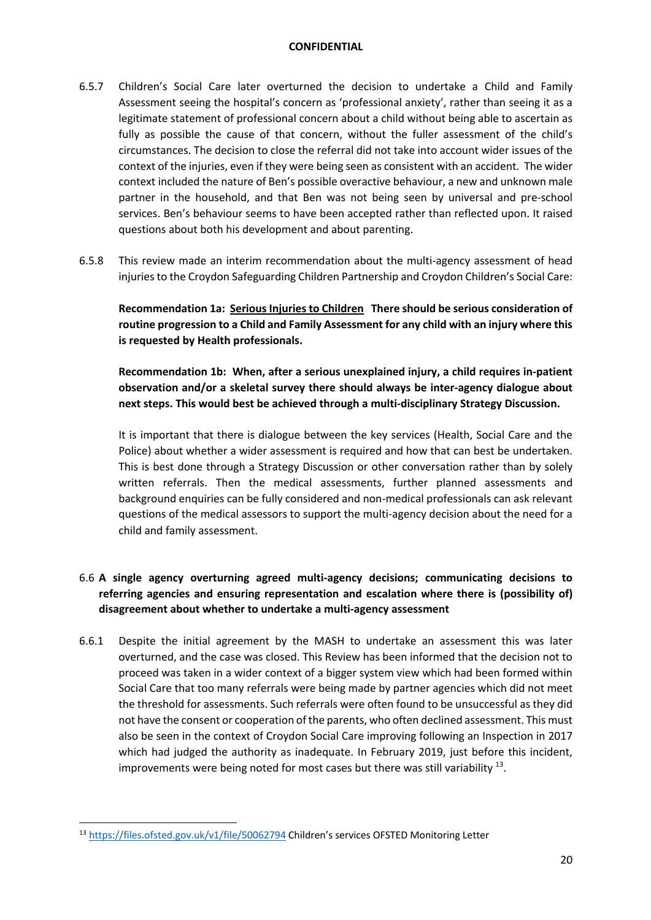6.5.7 Children's Social Care later overturned the decision to undertake a Child and Family Assessment seeing the hospital's concern as 'professional anxiety', rather than seeing it as a legitimate statement of professional concern about a child without being able to ascertain as fully as possible the cause of that concern, without the fuller assessment of the child's circumstances. The decision to close the referral did not take into account wider issues of the context of the injuries, even if they were being seen as consistent with an accident. The wider context included the nature of Ben's possible overactive behaviour, a new and unknown male partner in the household, and that Ben was not being seen by universal and pre-school services. Ben's behaviour seems to have been accepted rather than reflected upon. It raised questions about both his development and about parenting.

6.5.8 This review made an interim recommendation about the multi-agency assessment of head injuries to the Croydon Safeguarding Children Partnership and Croydon Children's Social Care:

**Recommendation 1a: <u>Serious Injuries to Children</u> There should be serious consideration of routine progression to a Child and Family Assessment for any child with an injury where this is requested by Health professionals.**

**Recommendation 1b: When, after a serious unexplained injury, a child requires in-patient observation and/or a skeletal survey there should always be inter-agency dialogue about next steps. This would best be achieved through a multi-disciplinary Strategy Discussion.**

It is important that there is dialogue between the key services (Health, Social Care and the Police) about whether a wider assessment is required and how that can best be undertaken. This is best done through a Strategy Discussion or other conversation rather than by solely written referrals. Then the medical assessments, further planned assessments and background enquiries can be fully considered and non-medical professionals can ask relevant questions of the medical assessors to support the multi-agency decision about the need for a child and family assessment.

### 6.6 A single agency overturning agreed multi-agency decisions; communicating decisions to referring agencies and ensuring representation and escalation where there is (possibility of) disagreement about whether to undertake a multi-agency assessment

6.6.1 Despite the initial agreement by the MASH to undertake an assessment this was later overturned, and the case was closed. This Review has been informed that the decision not to proceed was taken in a wider context of a bigger system view which had been formed within Social Care that too many referrals were being made by partner agencies which did not meet the threshold for assessments. Such referrals were often found to be unsuccessful as they did not have the consent or cooperation of the parents, who often declined assessment. This must also be seen in the context of Croydon Social Care improving following an Inspection in 2017 which had judged the authority as inadequate. In February 2019, just before this incident, improvements were being noted for most cases but there was still variability [13].

[13] https://files.ofsted.gov.uk/v1/file/50062794 Children's services OFSTED Monitoring Letter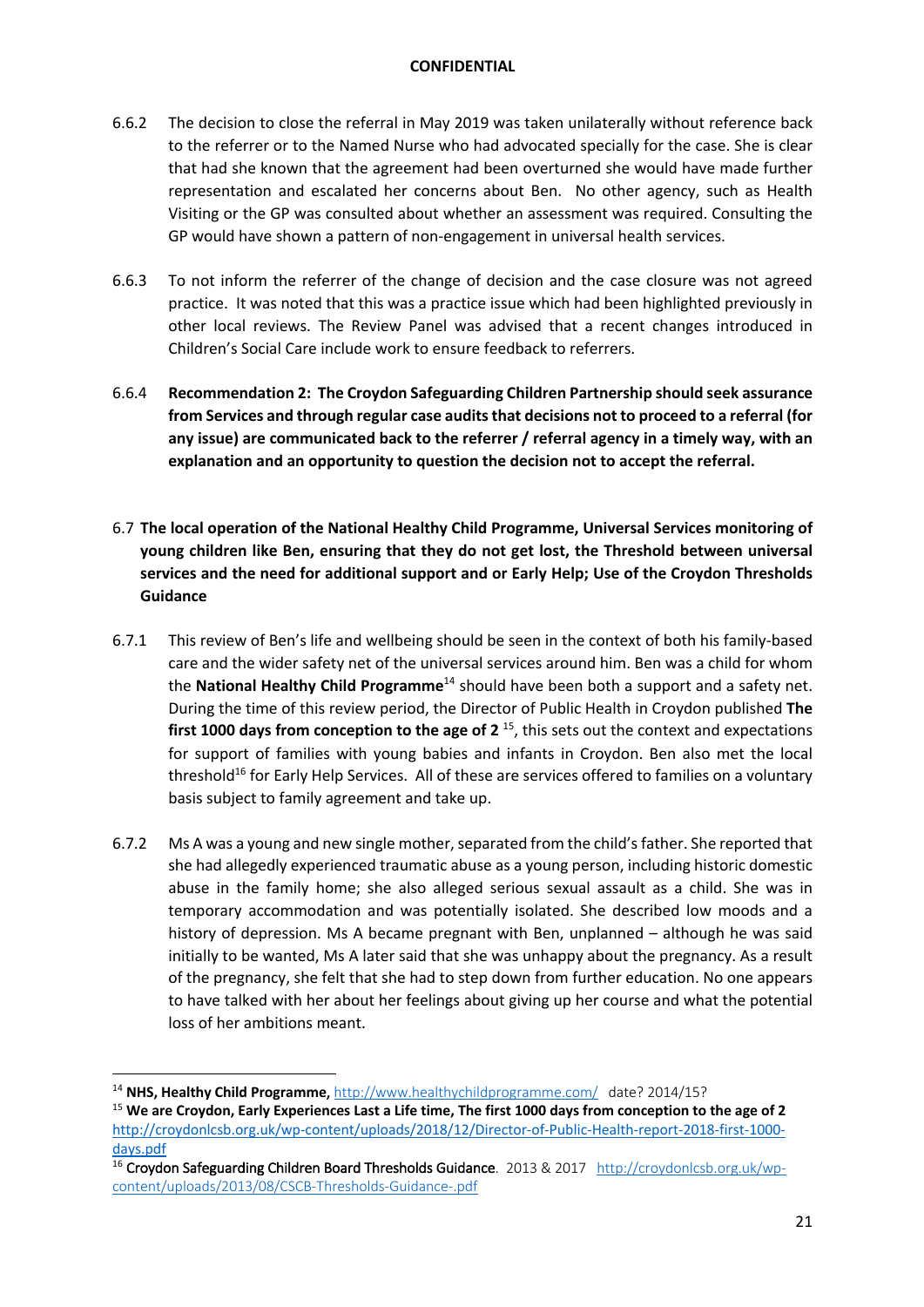6.6.2 The decision to close the referral in May 2019 was taken unilaterally without reference back to the referrer or to the Named Nurse who had advocated specially for the case. She is clear that had she known that the agreement had been overturned she would have made further representation and escalated her concerns about Ben. No other agency, such as Health Visiting or the GP was consulted about whether an assessment was required. Consulting the GP would have shown a pattern of non-engagement in universal health services.

6.6.3 To not inform the referrer of the change of decision and the case closure was not agreed practice. It was noted that this was a practice issue which had been highlighted previously in other local reviews. The Review Panel was advised that a recent changes introduced in Children's Social Care include work to ensure feedback to referrers.

6.6.4 **Recommendation 2: The Croydon Safeguarding Children Partnership should seek assurance from Services and through regular case audits that decisions not to proceed to a referral (for any issue) are communicated back to the referrer / referral agency in a timely way, with an explanation and an opportunity to question the decision not to accept the referral.**

## 6.7 The local operation of the National Healthy Child Programme, Universal Services monitoring of young children like Ben, ensuring that they do not get lost, the Threshold between universal services and the need for additional support and or Early Help; Use of the Croydon Thresholds Guidance

6.7.1 This review of Ben's life and wellbeing should be seen in the context of both his family-based care and the wider safety net of the universal services around him. Ben was a child for whom the **National Healthy Child Programme**[14] should have been both a support and a safety net. During the time of this review period, the Director of Public Health in Croydon published **The first 1000 days from conception to the age of 2** [15], this sets out the context and expectations for support of families with young babies and infants in Croydon. Ben also met the local threshold[16] for Early Help Services. All of these are services offered to families on a voluntary basis subject to family agreement and take up.

6.7.2 Ms A was a young and new single mother, separated from the child's father. She reported that she had allegedly experienced traumatic abuse as a young person, including historic domestic abuse in the family home; she also alleged serious sexual assault as a child. She was in temporary accommodation and was potentially isolated. She described low moods and a history of depression. Ms A became pregnant with Ben, unplanned – although he was said initially to be wanted, Ms A later said that she was unhappy about the pregnancy. As a result of the pregnancy, she felt that she had to step down from further education. No one appears to have talked with her about her feelings about giving up her course and what the potential loss of her ambitions meant.

---

[14] **NHS, Healthy Child Programme,** http://www.healthychildprogramme.com/ date? 2014/15?

[15] **We are Croydon, Early Experiences Last a Life time, The first 1000 days from conception to the age of 2** http://croydonlcsb.org.uk/wp-content/uploads/2018/12/Director-of-Public-Health-report-2018-first-1000-days.pdf

[16] **Croydon Safeguarding Children Board Thresholds Guidance**. 2013 & 2017 http://croydonlcsb.org.uk/wp-content/uploads/2013/08/CSCB-Thresholds-Guidance-.pdf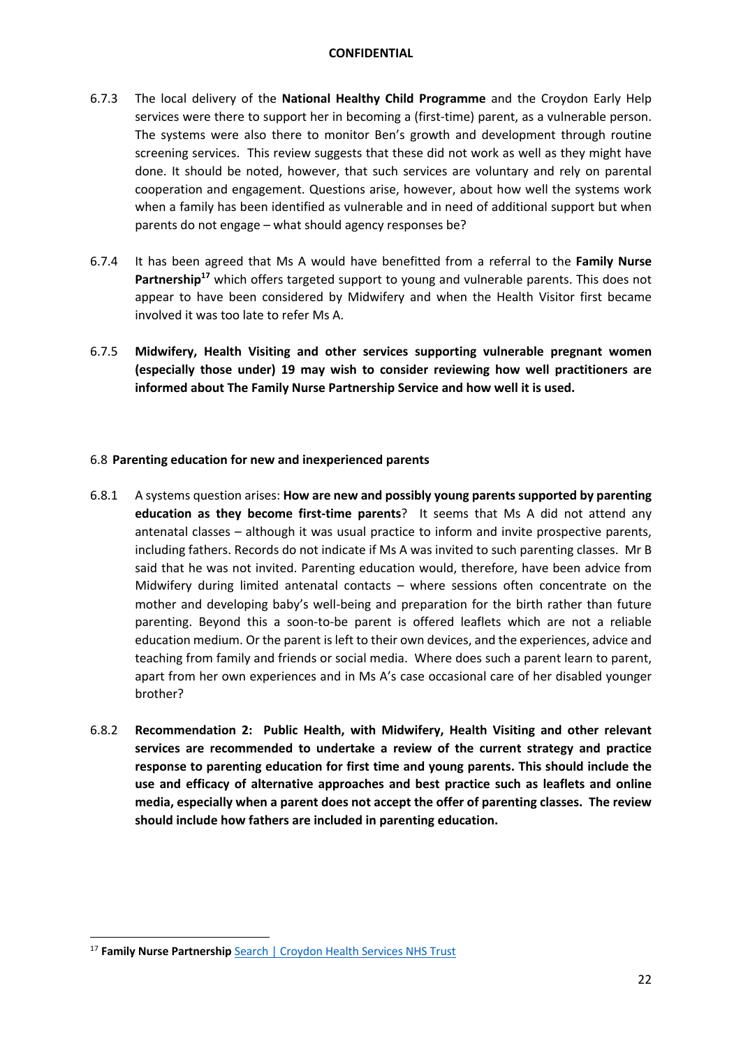6.7.3 The local delivery of the **National Healthy Child Programme** and the Croydon Early Help services were there to support her in becoming a (first-time) parent, as a vulnerable person. The systems were also there to monitor Ben's growth and development through routine screening services. This review suggests that these did not work as well as they might have done. It should be noted, however, that such services are voluntary and rely on parental cooperation and engagement. Questions arise, however, about how well the systems work when a family has been identified as vulnerable and in need of additional support but when parents do not engage – what should agency responses be?

6.7.4 It has been agreed that Ms A would have benefitted from a referral to the **Family Nurse Partnership**[17] which offers targeted support to young and vulnerable parents. This does not appear to have been considered by Midwifery and when the Health Visitor first became involved it was too late to refer Ms A.

6.7.5 **Midwifery, Health Visiting and other services supporting vulnerable pregnant women (especially those under) 19 may wish to consider reviewing how well practitioners are informed about The Family Nurse Partnership Service and how well it is used.**

## 6.8 Parenting education for new and inexperienced parents

6.8.1 A systems question arises: **How are new and possibly young parents supported by parenting education as they become first-time parents**? It seems that Ms A did not attend any antenatal classes – although it was usual practice to inform and invite prospective parents, including fathers. Records do not indicate if Ms A was invited to such parenting classes. Mr B said that he was not invited. Parenting education would, therefore, have been advice from Midwifery during limited antenatal contacts – where sessions often concentrate on the mother and developing baby's well-being and preparation for the birth rather than future parenting. Beyond this a soon-to-be parent is offered leaflets which are not a reliable education medium. Or the parent is left to their own devices, and the experiences, advice and teaching from family and friends or social media. Where does such a parent learn to parent, apart from her own experiences and in Ms A's case occasional care of her disabled younger brother?

6.8.2 **Recommendation 2: Public Health, with Midwifery, Health Visiting and other relevant services are recommended to undertake a review of the current strategy and practice response to parenting education for first time and young parents. This should include the use and efficacy of alternative approaches and best practice such as leaflets and online media, especially when a parent does not accept the offer of parenting classes. The review should include how fathers are included in parenting education.**

---

[17] **Family Nurse Partnership** Search | Croydon Health Services NHS Trust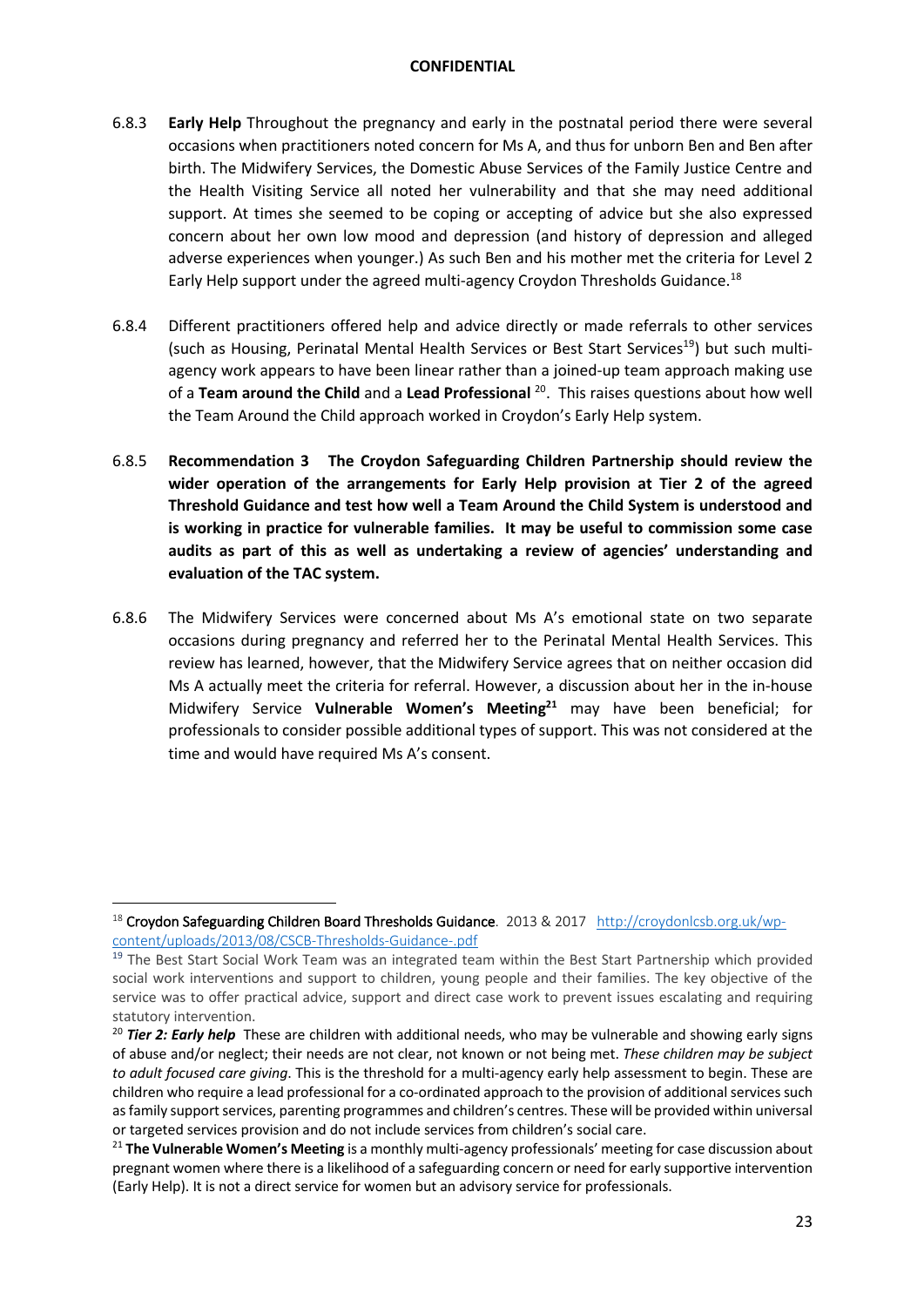6.8.3 **Early Help** Throughout the pregnancy and early in the postnatal period there were several occasions when practitioners noted concern for Ms A, and thus for unborn Ben and Ben after birth. The Midwifery Services, the Domestic Abuse Services of the Family Justice Centre and the Health Visiting Service all noted her vulnerability and that she may need additional support. At times she seemed to be coping or accepting of advice but she also expressed concern about her own low mood and depression (and history of depression and alleged adverse experiences when younger.) As such Ben and his mother met the criteria for Level 2 Early Help support under the agreed multi-agency Croydon Thresholds Guidance.[18]

6.8.4 Different practitioners offered help and advice directly or made referrals to other services (such as Housing, Perinatal Mental Health Services or Best Start Services[19]) but such multi-agency work appears to have been linear rather than a joined-up team approach making use of a **Team around the Child** and a **Lead Professional** [20]. This raises questions about how well the Team Around the Child approach worked in Croydon's Early Help system.

6.8.5 **Recommendation 3 The Croydon Safeguarding Children Partnership should review the wider operation of the arrangements for Early Help provision at Tier 2 of the agreed Threshold Guidance and test how well a Team Around the Child System is understood and is working in practice for vulnerable families. It may be useful to commission some case audits as part of this as well as undertaking a review of agencies' understanding and evaluation of the TAC system.**

6.8.6 The Midwifery Services were concerned about Ms A's emotional state on two separate occasions during pregnancy and referred her to the Perinatal Mental Health Services. This review has learned, however, that the Midwifery Service agrees that on neither occasion did Ms A actually meet the criteria for referral. However, a discussion about her in the in-house Midwifery Service **Vulnerable Women's Meeting**[21] may have been beneficial; for professionals to consider possible additional types of support. This was not considered at the time and would have required Ms A's consent.

---

[18] Croydon Safeguarding Children Board Thresholds Guidance. 2013 & 2017 http://croydonlcsb.org.uk/wp-content/uploads/2013/08/CSCB-Thresholds-Guidance-.pdf

[19] The Best Start Social Work Team was an integrated team within the Best Start Partnership which provided social work interventions and support to children, young people and their families. The key objective of the service was to offer practical advice, support and direct case work to prevent issues escalating and requiring statutory intervention.

[20] ***Tier 2: Early help*** These are children with additional needs, who may be vulnerable and showing early signs of abuse and/or neglect; their needs are not clear, not known or not being met. *These children may be subject to adult focused care giving*. This is the threshold for a multi-agency early help assessment to begin. These are children who require a lead professional for a co-ordinated approach to the provision of additional services such as family support services, parenting programmes and children's centres. These will be provided within universal or targeted services provision and do not include services from children's social care.

[21] **The Vulnerable Women's Meeting** is a monthly multi-agency professionals' meeting for case discussion about pregnant women where there is a likelihood of a safeguarding concern or need for early supportive intervention (Early Help). It is not a direct service for women but an advisory service for professionals.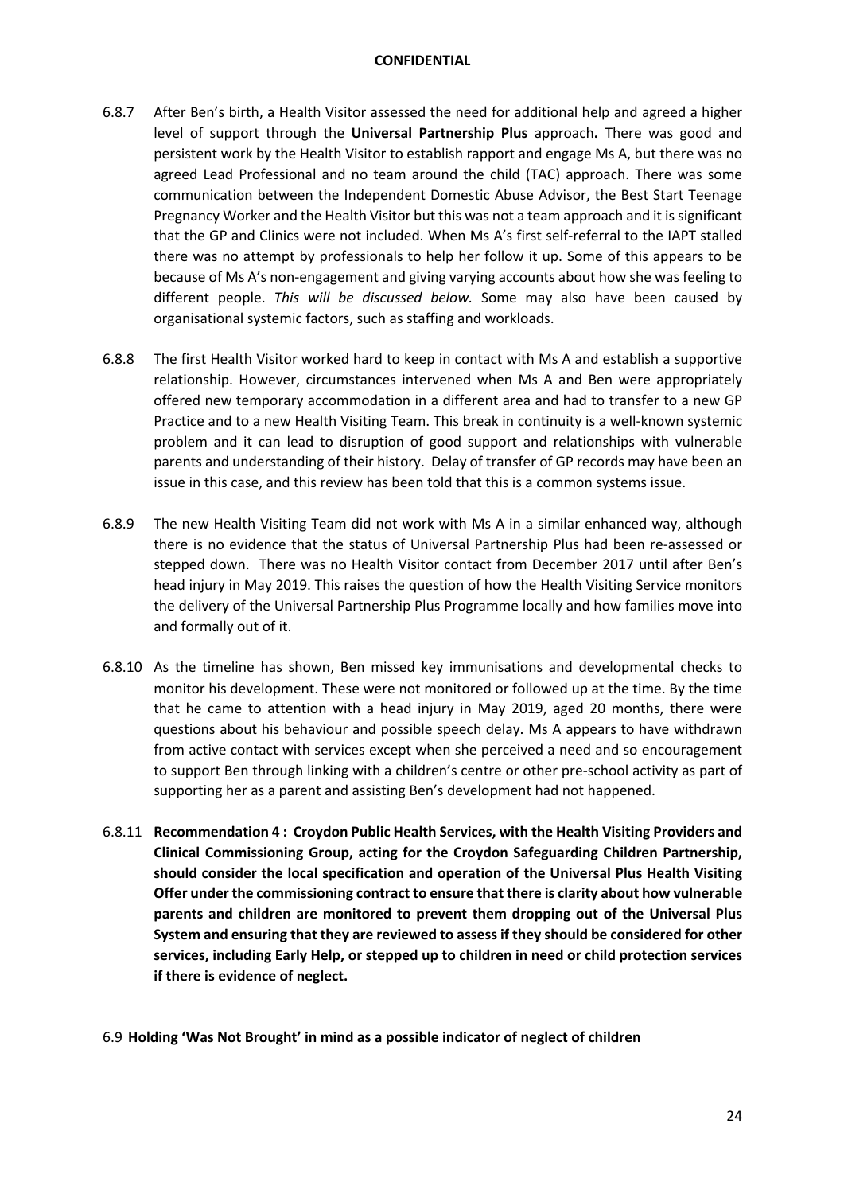6.8.7 After Ben's birth, a Health Visitor assessed the need for additional help and agreed a higher level of support through the **Universal Partnership Plus** approach**.** There was good and persistent work by the Health Visitor to establish rapport and engage Ms A, but there was no agreed Lead Professional and no team around the child (TAC) approach. There was some communication between the Independent Domestic Abuse Advisor, the Best Start Teenage Pregnancy Worker and the Health Visitor but this was not a team approach and it is significant that the GP and Clinics were not included. When Ms A's first self-referral to the IAPT stalled there was no attempt by professionals to help her follow it up. Some of this appears to be because of Ms A's non-engagement and giving varying accounts about how she was feeling to different people. *This will be discussed below.* Some may also have been caused by organisational systemic factors, such as staffing and workloads.

6.8.8 The first Health Visitor worked hard to keep in contact with Ms A and establish a supportive relationship. However, circumstances intervened when Ms A and Ben were appropriately offered new temporary accommodation in a different area and had to transfer to a new GP Practice and to a new Health Visiting Team. This break in continuity is a well-known systemic problem and it can lead to disruption of good support and relationships with vulnerable parents and understanding of their history. Delay of transfer of GP records may have been an issue in this case, and this review has been told that this is a common systems issue.

6.8.9 The new Health Visiting Team did not work with Ms A in a similar enhanced way, although there is no evidence that the status of Universal Partnership Plus had been re-assessed or stepped down. There was no Health Visitor contact from December 2017 until after Ben's head injury in May 2019. This raises the question of how the Health Visiting Service monitors the delivery of the Universal Partnership Plus Programme locally and how families move into and formally out of it.

6.8.10 As the timeline has shown, Ben missed key immunisations and developmental checks to monitor his development. These were not monitored or followed up at the time. By the time that he came to attention with a head injury in May 2019, aged 20 months, there were questions about his behaviour and possible speech delay. Ms A appears to have withdrawn from active contact with services except when she perceived a need and so encouragement to support Ben through linking with a children's centre or other pre-school activity as part of supporting her as a parent and assisting Ben's development had not happened.

6.8.11 **Recommendation 4 : Croydon Public Health Services, with the Health Visiting Providers and Clinical Commissioning Group, acting for the Croydon Safeguarding Children Partnership, should consider the local specification and operation of the Universal Plus Health Visiting Offer under the commissioning contract to ensure that there is clarity about how vulnerable parents and children are monitored to prevent them dropping out of the Universal Plus System and ensuring that they are reviewed to assess if they should be considered for other services, including Early Help, or stepped up to children in need or child protection services if there is evidence of neglect.**

6.9 **Holding 'Was Not Brought' in mind as a possible indicator of neglect of children**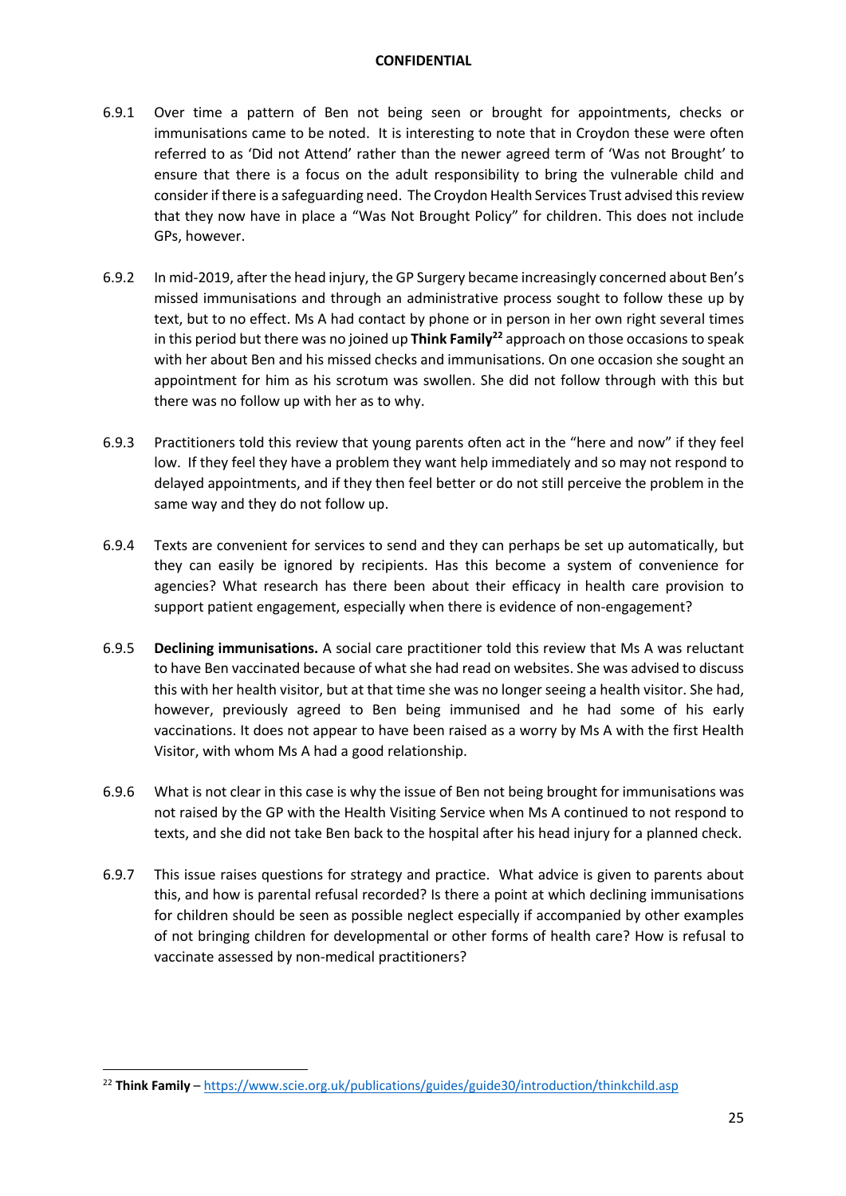6.9.1 Over time a pattern of Ben not being seen or brought for appointments, checks or immunisations came to be noted. It is interesting to note that in Croydon these were often referred to as 'Did not Attend' rather than the newer agreed term of 'Was not Brought' to ensure that there is a focus on the adult responsibility to bring the vulnerable child and consider if there is a safeguarding need. The Croydon Health Services Trust advised this review that they now have in place a "Was Not Brought Policy" for children. This does not include GPs, however.

6.9.2 In mid-2019, after the head injury, the GP Surgery became increasingly concerned about Ben's missed immunisations and through an administrative process sought to follow these up by text, but to no effect. Ms A had contact by phone or in person in her own right several times in this period but there was no joined up **Think Family**[22] approach on those occasions to speak with her about Ben and his missed checks and immunisations. On one occasion she sought an appointment for him as his scrotum was swollen. She did not follow through with this but there was no follow up with her as to why.

6.9.3 Practitioners told this review that young parents often act in the "here and now" if they feel low. If they feel they have a problem they want help immediately and so may not respond to delayed appointments, and if they then feel better or do not still perceive the problem in the same way and they do not follow up.

6.9.4 Texts are convenient for services to send and they can perhaps be set up automatically, but they can easily be ignored by recipients. Has this become a system of convenience for agencies? What research has there been about their efficacy in health care provision to support patient engagement, especially when there is evidence of non-engagement?

6.9.5 **Declining immunisations.** A social care practitioner told this review that Ms A was reluctant to have Ben vaccinated because of what she had read on websites. She was advised to discuss this with her health visitor, but at that time she was no longer seeing a health visitor. She had, however, previously agreed to Ben being immunised and he had some of his early vaccinations. It does not appear to have been raised as a worry by Ms A with the first Health Visitor, with whom Ms A had a good relationship.

6.9.6 What is not clear in this case is why the issue of Ben not being brought for immunisations was not raised by the GP with the Health Visiting Service when Ms A continued to not respond to texts, and she did not take Ben back to the hospital after his head injury for a planned check.

6.9.7 This issue raises questions for strategy and practice. What advice is given to parents about this, and how is parental refusal recorded? Is there a point at which declining immunisations for children should be seen as possible neglect especially if accompanied by other examples of not bringing children for developmental or other forms of health care? How is refusal to vaccinate assessed by non-medical practitioners?

---

[22] **Think Family** – https://www.scie.org.uk/publications/guides/guide30/introduction/thinkchild.asp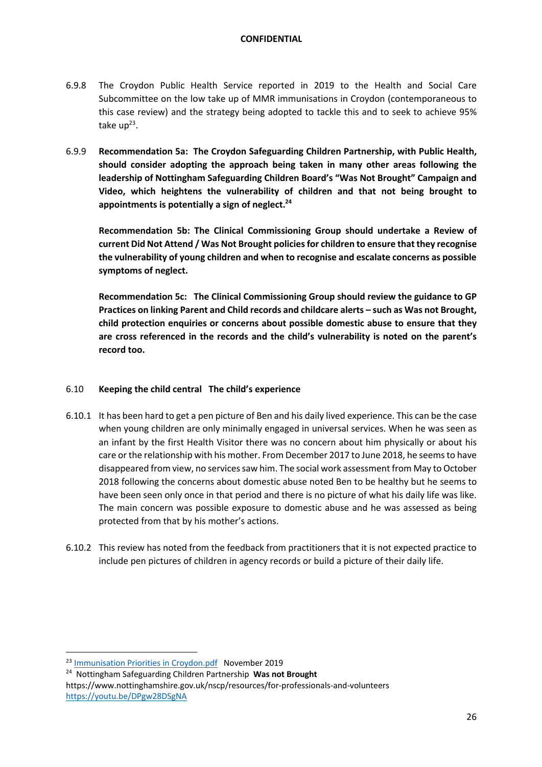6.9.8 The Croydon Public Health Service reported in 2019 to the Health and Social Care Subcommittee on the low take up of MMR immunisations in Croydon (contemporaneous to this case review) and the strategy being adopted to tackle this and to seek to achieve 95% take up[23].

6.9.9 **Recommendation 5a: The Croydon Safeguarding Children Partnership, with Public Health, should consider adopting the approach being taken in many other areas following the leadership of Nottingham Safeguarding Children Board's "Was Not Brought" Campaign and Video, which heightens the vulnerability of children and that not being brought to appointments is potentially a sign of neglect.[24]**

**Recommendation 5b: The Clinical Commissioning Group should undertake a Review of current Did Not Attend / Was Not Brought policies for children to ensure that they recognise the vulnerability of young children and when to recognise and escalate concerns as possible symptoms of neglect.**

**Recommendation 5c: The Clinical Commissioning Group should review the guidance to GP Practices on linking Parent and Child records and childcare alerts – such as Was not Brought, child protection enquiries or concerns about possible domestic abuse to ensure that they are cross referenced in the records and the child's vulnerability is noted on the parent's record too.**

## 6.10 Keeping the child central The child's experience

6.10.1 It has been hard to get a pen picture of Ben and his daily lived experience. This can be the case when young children are only minimally engaged in universal services. When he was seen as an infant by the first Health Visitor there was no concern about him physically or about his care or the relationship with his mother. From December 2017 to June 2018, he seems to have disappeared from view, no services saw him. The social work assessment from May to October 2018 following the concerns about domestic abuse noted Ben to be healthy but he seems to have been seen only once in that period and there is no picture of what his daily life was like. The main concern was possible exposure to domestic abuse and he was assessed as being protected from that by his mother's actions.

6.10.2 This review has noted from the feedback from practitioners that it is not expected practice to include pen pictures of children in agency records or build a picture of their daily life.

---

[23] Immunisation Priorities in Croydon.pdf November 2019

[24] Nottingham Safeguarding Children Partnership **Was not Brought** https://www.nottinghamshire.gov.uk/nscp/resources/for-professionals-and-volunteers https://youtu.be/DPgw28DSgNA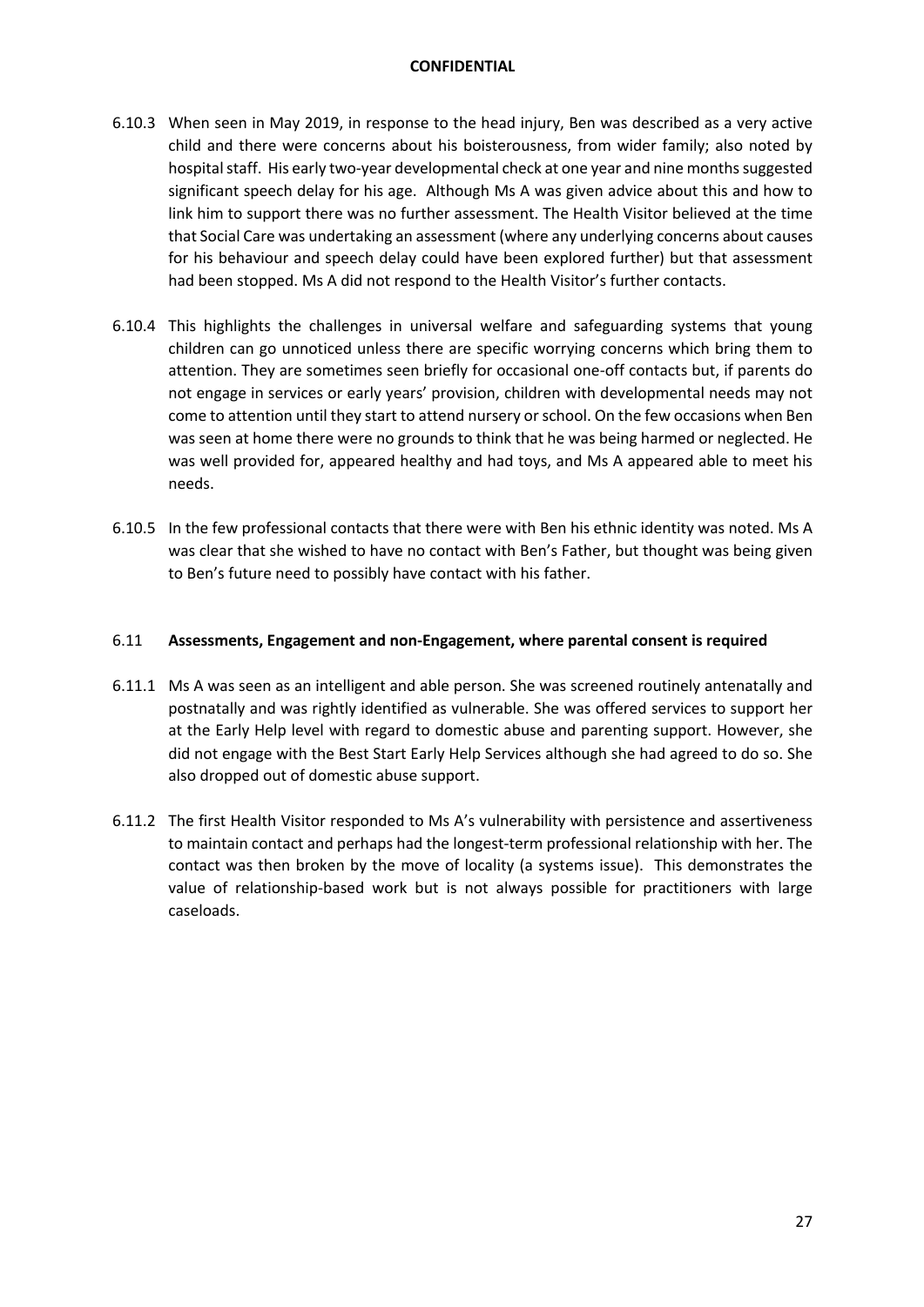6.10.3 When seen in May 2019, in response to the head injury, Ben was described as a very active child and there were concerns about his boisterousness, from wider family; also noted by hospital staff. His early two-year developmental check at one year and nine months suggested significant speech delay for his age. Although Ms A was given advice about this and how to link him to support there was no further assessment. The Health Visitor believed at the time that Social Care was undertaking an assessment (where any underlying concerns about causes for his behaviour and speech delay could have been explored further) but that assessment had been stopped. Ms A did not respond to the Health Visitor's further contacts.

6.10.4 This highlights the challenges in universal welfare and safeguarding systems that young children can go unnoticed unless there are specific worrying concerns which bring them to attention. They are sometimes seen briefly for occasional one-off contacts but, if parents do not engage in services or early years' provision, children with developmental needs may not come to attention until they start to attend nursery or school. On the few occasions when Ben was seen at home there were no grounds to think that he was being harmed or neglected. He was well provided for, appeared healthy and had toys, and Ms A appeared able to meet his needs.

6.10.5 In the few professional contacts that there were with Ben his ethnic identity was noted. Ms A was clear that she wished to have no contact with Ben's Father, but thought was being given to Ben's future need to possibly have contact with his father.

### 6.11 Assessments, Engagement and non-Engagement, where parental consent is required

6.11.1 Ms A was seen as an intelligent and able person. She was screened routinely antenatally and postnatally and was rightly identified as vulnerable. She was offered services to support her at the Early Help level with regard to domestic abuse and parenting support. However, she did not engage with the Best Start Early Help Services although she had agreed to do so. She also dropped out of domestic abuse support.

6.11.2 The first Health Visitor responded to Ms A's vulnerability with persistence and assertiveness to maintain contact and perhaps had the longest-term professional relationship with her. The contact was then broken by the move of locality (a systems issue). This demonstrates the value of relationship-based work but is not always possible for practitioners with large caseloads.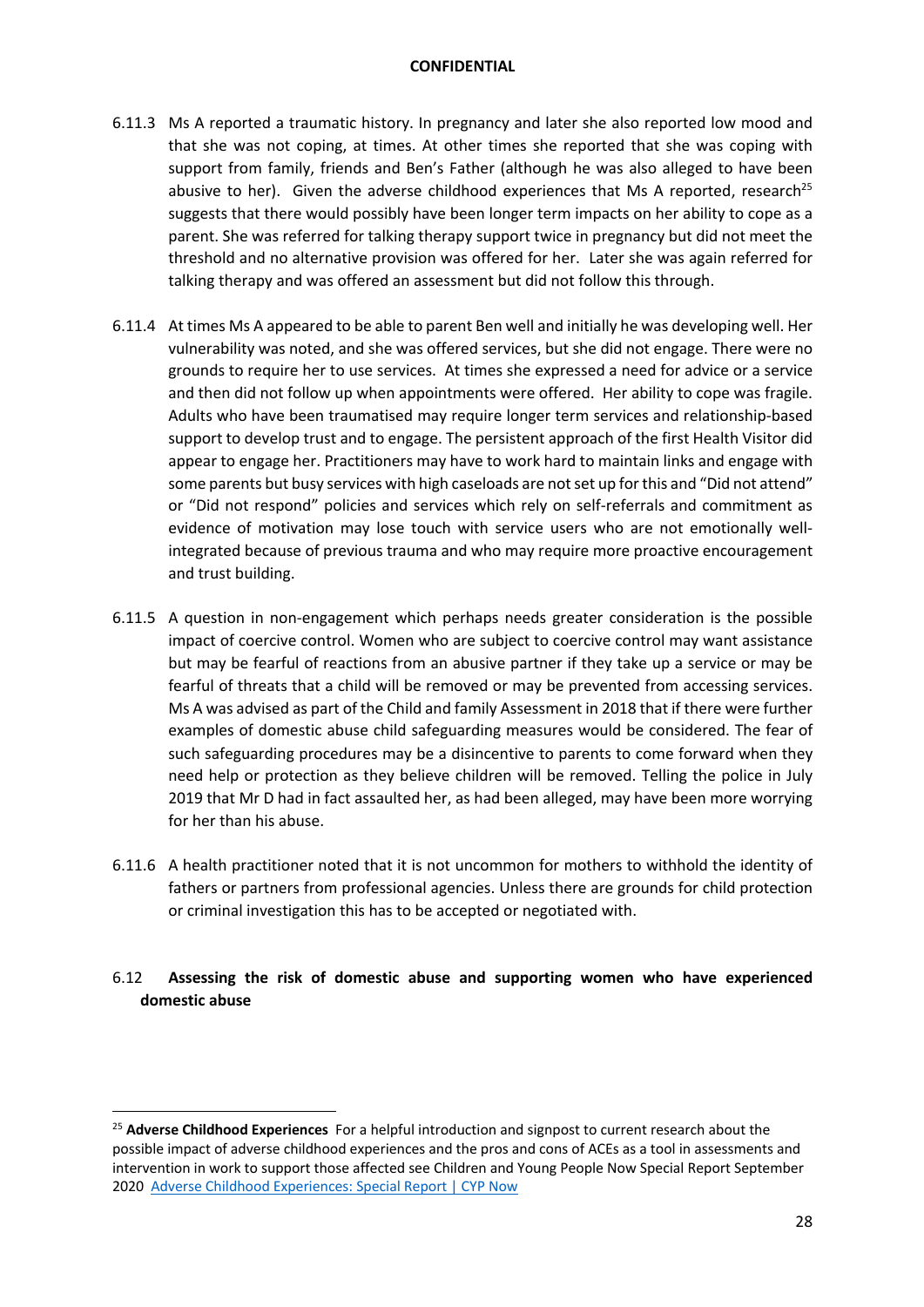6.11.3 Ms A reported a traumatic history. In pregnancy and later she also reported low mood and that she was not coping, at times. At other times she reported that she was coping with support from family, friends and Ben's Father (although he was also alleged to have been abusive to her). Given the adverse childhood experiences that Ms A reported, research[25] suggests that there would possibly have been longer term impacts on her ability to cope as a parent. She was referred for talking therapy support twice in pregnancy but did not meet the threshold and no alternative provision was offered for her. Later she was again referred for talking therapy and was offered an assessment but did not follow this through.

6.11.4 At times Ms A appeared to be able to parent Ben well and initially he was developing well. Her vulnerability was noted, and she was offered services, but she did not engage. There were no grounds to require her to use services. At times she expressed a need for advice or a service and then did not follow up when appointments were offered. Her ability to cope was fragile. Adults who have been traumatised may require longer term services and relationship-based support to develop trust and to engage. The persistent approach of the first Health Visitor did appear to engage her. Practitioners may have to work hard to maintain links and engage with some parents but busy services with high caseloads are not set up for this and "Did not attend" or "Did not respond" policies and services which rely on self-referrals and commitment as evidence of motivation may lose touch with service users who are not emotionally well-integrated because of previous trauma and who may require more proactive encouragement and trust building.

6.11.5 A question in non-engagement which perhaps needs greater consideration is the possible impact of coercive control. Women who are subject to coercive control may want assistance but may be fearful of reactions from an abusive partner if they take up a service or may be fearful of threats that a child will be removed or may be prevented from accessing services. Ms A was advised as part of the Child and family Assessment in 2018 that if there were further examples of domestic abuse child safeguarding measures would be considered. The fear of such safeguarding procedures may be a disincentive to parents to come forward when they need help or protection as they believe children will be removed. Telling the police in July 2019 that Mr D had in fact assaulted her, as had been alleged, may have been more worrying for her than his abuse.

6.11.6 A health practitioner noted that it is not uncommon for mothers to withhold the identity of fathers or partners from professional agencies. Unless there are grounds for child protection or criminal investigation this has to be accepted or negotiated with.

## 6.12 Assessing the risk of domestic abuse and supporting women who have experienced domestic abuse

---

[25] **Adverse Childhood Experiences** For a helpful introduction and signpost to current research about the possible impact of adverse childhood experiences and the pros and cons of ACEs as a tool in assessments and intervention in work to support those affected see Children and Young People Now Special Report September 2020 [Adverse Childhood Experiences: Special Report | CYP Now]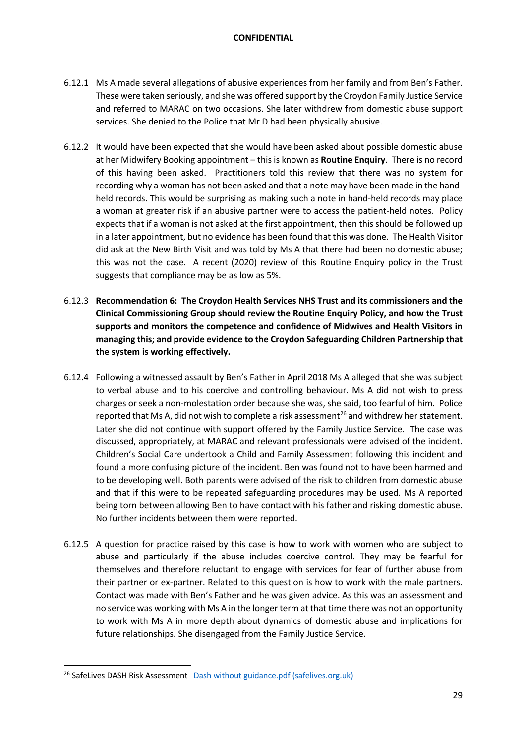6.12.1 Ms A made several allegations of abusive experiences from her family and from Ben's Father. These were taken seriously, and she was offered support by the Croydon Family Justice Service and referred to MARAC on two occasions. She later withdrew from domestic abuse support services. She denied to the Police that Mr D had been physically abusive.

6.12.2 It would have been expected that she would have been asked about possible domestic abuse at her Midwifery Booking appointment – this is known as **Routine Enquiry**. There is no record of this having been asked. Practitioners told this review that there was no system for recording why a woman has not been asked and that a note may have been made in the hand-held records. This would be surprising as making such a note in hand-held records may place a woman at greater risk if an abusive partner were to access the patient-held notes. Policy expects that if a woman is not asked at the first appointment, then this should be followed up in a later appointment, but no evidence has been found that this was done. The Health Visitor did ask at the New Birth Visit and was told by Ms A that there had been no domestic abuse; this was not the case. A recent (2020) review of this Routine Enquiry policy in the Trust suggests that compliance may be as low as 5%.

6.12.3 **Recommendation 6: The Croydon Health Services NHS Trust and its commissioners and the Clinical Commissioning Group should review the Routine Enquiry Policy, and how the Trust supports and monitors the competence and confidence of Midwives and Health Visitors in managing this; and provide evidence to the Croydon Safeguarding Children Partnership that the system is working effectively.**

6.12.4 Following a witnessed assault by Ben's Father in April 2018 Ms A alleged that she was subject to verbal abuse and to his coercive and controlling behaviour. Ms A did not wish to press charges or seek a non-molestation order because she was, she said, too fearful of him. Police reported that Ms A, did not wish to complete a risk assessment[26] and withdrew her statement. Later she did not continue with support offered by the Family Justice Service. The case was discussed, appropriately, at MARAC and relevant professionals were advised of the incident. Children's Social Care undertook a Child and Family Assessment following this incident and found a more confusing picture of the incident. Ben was found not to have been harmed and to be developing well. Both parents were advised of the risk to children from domestic abuse and that if this were to be repeated safeguarding procedures may be used. Ms A reported being torn between allowing Ben to have contact with his father and risking domestic abuse. No further incidents between them were reported.

6.12.5 A question for practice raised by this case is how to work with women who are subject to abuse and particularly if the abuse includes coercive control. They may be fearful for themselves and therefore reluctant to engage with services for fear of further abuse from their partner or ex-partner. Related to this question is how to work with the male partners. Contact was made with Ben's Father and he was given advice. As this was an assessment and no service was working with Ms A in the longer term at that time there was not an opportunity to work with Ms A in more depth about dynamics of domestic abuse and implications for future relationships. She disengaged from the Family Justice Service.

[26] SafeLives DASH Risk Assessment [Dash without guidance.pdf (safelives.org.uk)]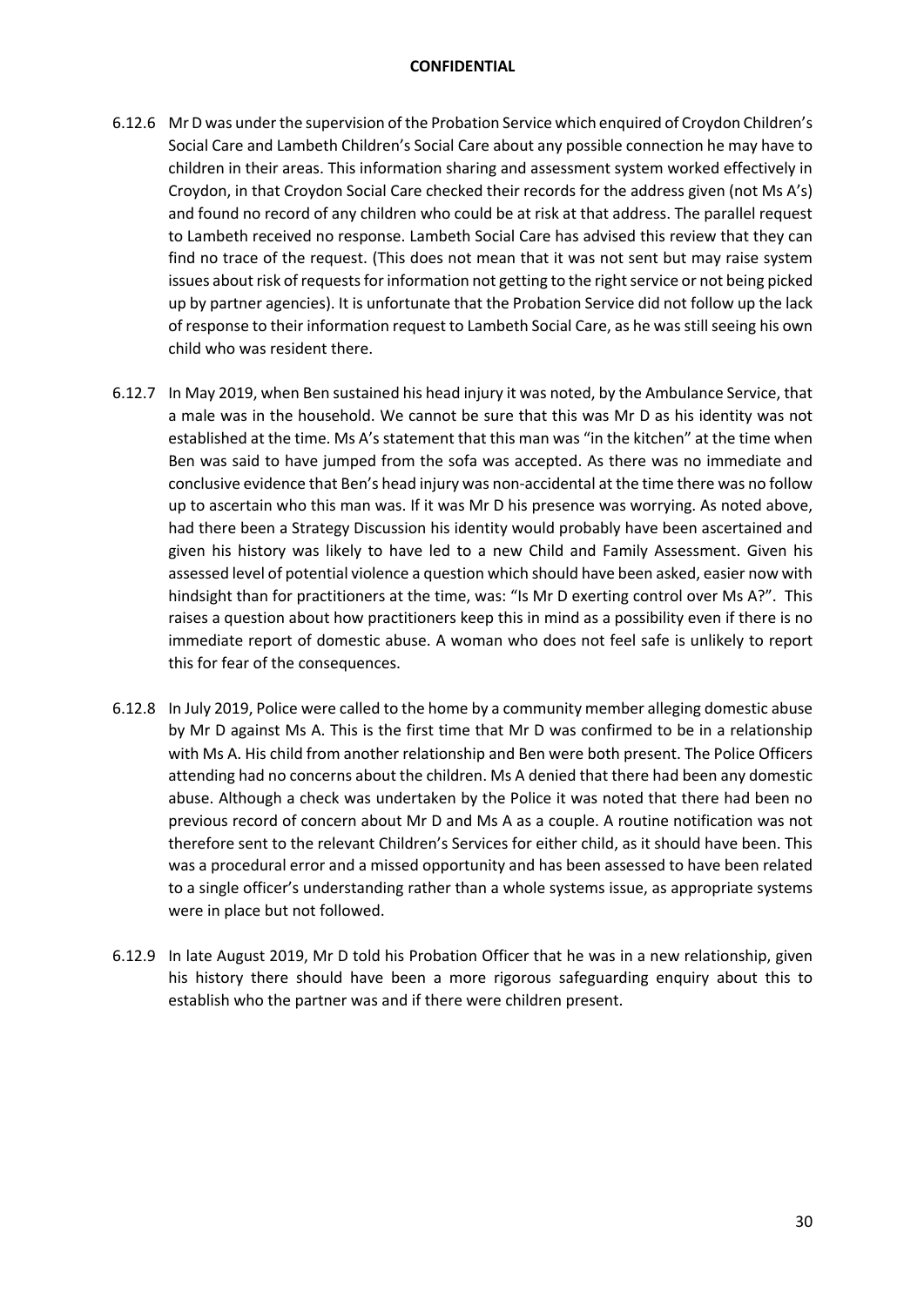6.12.6 Mr D was under the supervision of the Probation Service which enquired of Croydon Children's Social Care and Lambeth Children's Social Care about any possible connection he may have to children in their areas. This information sharing and assessment system worked effectively in Croydon, in that Croydon Social Care checked their records for the address given (not Ms A's) and found no record of any children who could be at risk at that address. The parallel request to Lambeth received no response. Lambeth Social Care has advised this review that they can find no trace of the request. (This does not mean that it was not sent but may raise system issues about risk of requests for information not getting to the right service or not being picked up by partner agencies). It is unfortunate that the Probation Service did not follow up the lack of response to their information request to Lambeth Social Care, as he was still seeing his own child who was resident there.

6.12.7 In May 2019, when Ben sustained his head injury it was noted, by the Ambulance Service, that a male was in the household. We cannot be sure that this was Mr D as his identity was not established at the time. Ms A's statement that this man was "in the kitchen" at the time when Ben was said to have jumped from the sofa was accepted. As there was no immediate and conclusive evidence that Ben's head injury was non-accidental at the time there was no follow up to ascertain who this man was. If it was Mr D his presence was worrying. As noted above, had there been a Strategy Discussion his identity would probably have been ascertained and given his history was likely to have led to a new Child and Family Assessment. Given his assessed level of potential violence a question which should have been asked, easier now with hindsight than for practitioners at the time, was: "Is Mr D exerting control over Ms A?". This raises a question about how practitioners keep this in mind as a possibility even if there is no immediate report of domestic abuse. A woman who does not feel safe is unlikely to report this for fear of the consequences.

6.12.8 In July 2019, Police were called to the home by a community member alleging domestic abuse by Mr D against Ms A. This is the first time that Mr D was confirmed to be in a relationship with Ms A. His child from another relationship and Ben were both present. The Police Officers attending had no concerns about the children. Ms A denied that there had been any domestic abuse. Although a check was undertaken by the Police it was noted that there had been no previous record of concern about Mr D and Ms A as a couple. A routine notification was not therefore sent to the relevant Children's Services for either child, as it should have been. This was a procedural error and a missed opportunity and has been assessed to have been related to a single officer's understanding rather than a whole systems issue, as appropriate systems were in place but not followed.

6.12.9 In late August 2019, Mr D told his Probation Officer that he was in a new relationship, given his history there should have been a more rigorous safeguarding enquiry about this to establish who the partner was and if there were children present.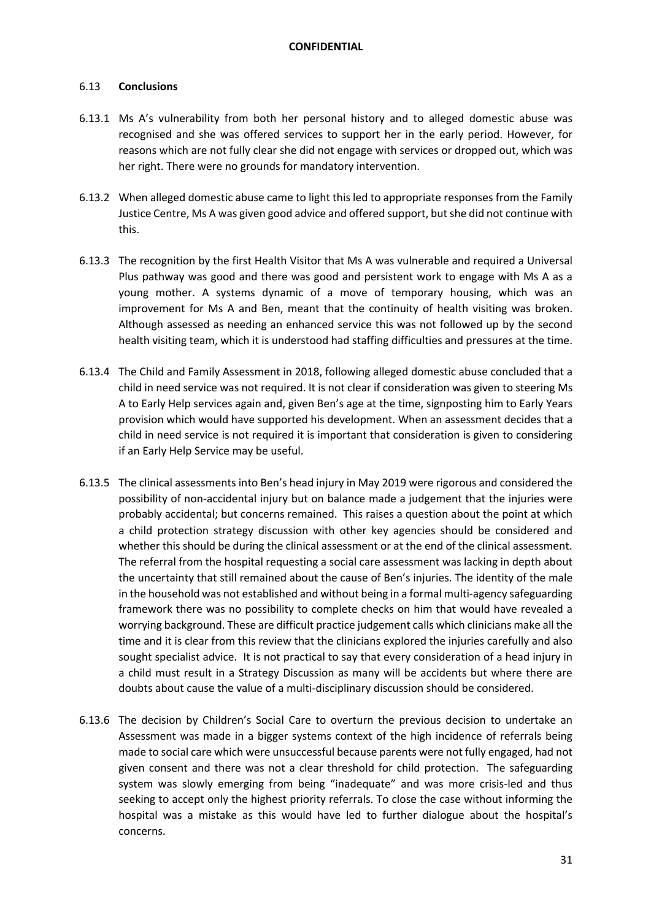### 6.13 Conclusions

6.13.1 Ms A's vulnerability from both her personal history and to alleged domestic abuse was recognised and she was offered services to support her in the early period. However, for reasons which are not fully clear she did not engage with services or dropped out, which was her right. There were no grounds for mandatory intervention.

6.13.2 When alleged domestic abuse came to light this led to appropriate responses from the Family Justice Centre, Ms A was given good advice and offered support, but she did not continue with this.

6.13.3 The recognition by the first Health Visitor that Ms A was vulnerable and required a Universal Plus pathway was good and there was good and persistent work to engage with Ms A as a young mother. A systems dynamic of a move of temporary housing, which was an improvement for Ms A and Ben, meant that the continuity of health visiting was broken. Although assessed as needing an enhanced service this was not followed up by the second health visiting team, which it is understood had staffing difficulties and pressures at the time.

6.13.4 The Child and Family Assessment in 2018, following alleged domestic abuse concluded that a child in need service was not required. It is not clear if consideration was given to steering Ms A to Early Help services again and, given Ben's age at the time, signposting him to Early Years provision which would have supported his development. When an assessment decides that a child in need service is not required it is important that consideration is given to considering if an Early Help Service may be useful.

6.13.5 The clinical assessments into Ben's head injury in May 2019 were rigorous and considered the possibility of non-accidental injury but on balance made a judgement that the injuries were probably accidental; but concerns remained. This raises a question about the point at which a child protection strategy discussion with other key agencies should be considered and whether this should be during the clinical assessment or at the end of the clinical assessment. The referral from the hospital requesting a social care assessment was lacking in depth about the uncertainty that still remained about the cause of Ben's injuries. The identity of the male in the household was not established and without being in a formal multi-agency safeguarding framework there was no possibility to complete checks on him that would have revealed a worrying background. These are difficult practice judgement calls which clinicians make all the time and it is clear from this review that the clinicians explored the injuries carefully and also sought specialist advice. It is not practical to say that every consideration of a head injury in a child must result in a Strategy Discussion as many will be accidents but where there are doubts about cause the value of a multi-disciplinary discussion should be considered.

6.13.6 The decision by Children's Social Care to overturn the previous decision to undertake an Assessment was made in a bigger systems context of the high incidence of referrals being made to social care which were unsuccessful because parents were not fully engaged, had not given consent and there was not a clear threshold for child protection. The safeguarding system was slowly emerging from being "inadequate" and was more crisis-led and thus seeking to accept only the highest priority referrals. To close the case without informing the hospital was a mistake as this would have led to further dialogue about the hospital's concerns.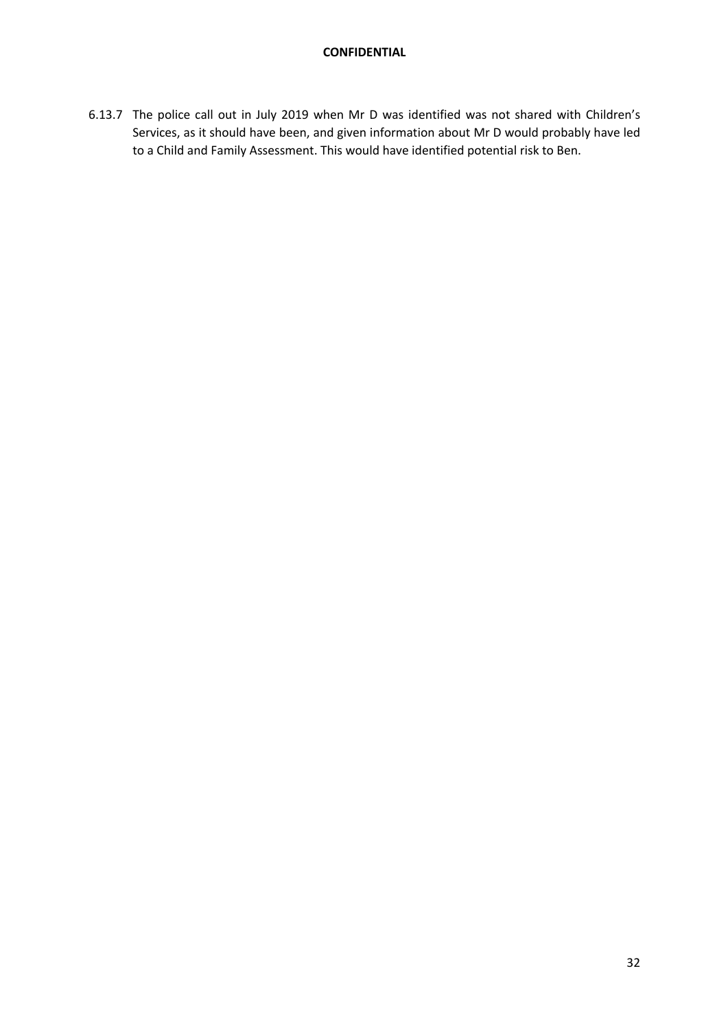6.13.7 The police call out in July 2019 when Mr D was identified was not shared with Children's Services, as it should have been, and given information about Mr D would probably have led to a Child and Family Assessment. This would have identified potential risk to Ben.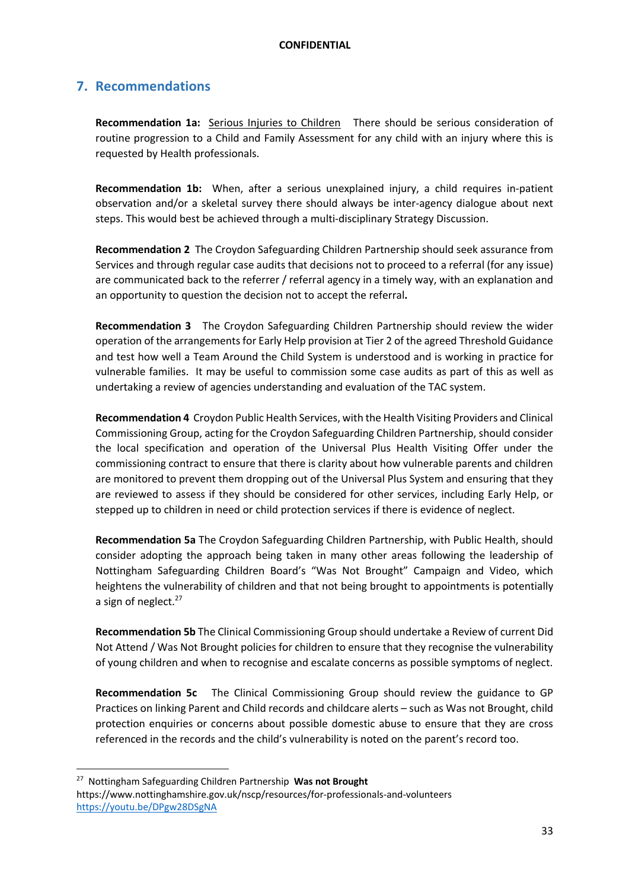## 7. Recommendations

**Recommendation 1a:** Serious Injuries to Children There should be serious consideration of routine progression to a Child and Family Assessment for any child with an injury where this is requested by Health professionals.

**Recommendation 1b:** When, after a serious unexplained injury, a child requires in-patient observation and/or a skeletal survey there should always be inter-agency dialogue about next steps. This would best be achieved through a multi-disciplinary Strategy Discussion.

**Recommendation 2** The Croydon Safeguarding Children Partnership should seek assurance from Services and through regular case audits that decisions not to proceed to a referral (for any issue) are communicated back to the referrer / referral agency in a timely way, with an explanation and an opportunity to question the decision not to accept the referral**.**

**Recommendation 3** The Croydon Safeguarding Children Partnership should review the wider operation of the arrangements for Early Help provision at Tier 2 of the agreed Threshold Guidance and test how well a Team Around the Child System is understood and is working in practice for vulnerable families. It may be useful to commission some case audits as part of this as well as undertaking a review of agencies understanding and evaluation of the TAC system.

**Recommendation 4** Croydon Public Health Services, with the Health Visiting Providers and Clinical Commissioning Group, acting for the Croydon Safeguarding Children Partnership, should consider the local specification and operation of the Universal Plus Health Visiting Offer under the commissioning contract to ensure that there is clarity about how vulnerable parents and children are monitored to prevent them dropping out of the Universal Plus System and ensuring that they are reviewed to assess if they should be considered for other services, including Early Help, or stepped up to children in need or child protection services if there is evidence of neglect.

**Recommendation 5a** The Croydon Safeguarding Children Partnership, with Public Health, should consider adopting the approach being taken in many other areas following the leadership of Nottingham Safeguarding Children Board's "Was Not Brought" Campaign and Video, which heightens the vulnerability of children and that not being brought to appointments is potentially a sign of neglect.[27]

**Recommendation 5b** The Clinical Commissioning Group should undertake a Review of current Did Not Attend / Was Not Brought policies for children to ensure that they recognise the vulnerability of young children and when to recognise and escalate concerns as possible symptoms of neglect.

**Recommendation 5c** The Clinical Commissioning Group should review the guidance to GP Practices on linking Parent and Child records and childcare alerts – such as Was not Brought, child protection enquiries or concerns about possible domestic abuse to ensure that they are cross referenced in the records and the child's vulnerability is noted on the parent's record too.

---

[27] Nottingham Safeguarding Children Partnership **Was not Brought**
https://www.nottinghamshire.gov.uk/nscp/resources/for-professionals-and-volunteers
https://youtu.be/DPgw28DSgNA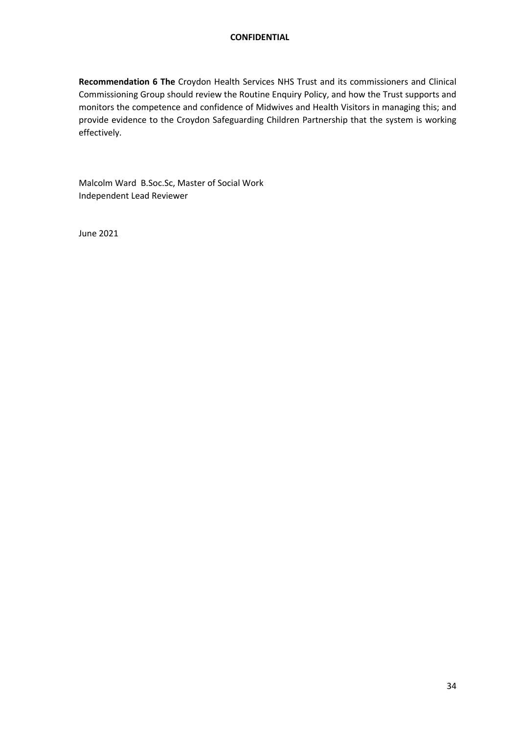**Recommendation 6 The** Croydon Health Services NHS Trust and its commissioners and Clinical Commissioning Group should review the Routine Enquiry Policy, and how the Trust supports and monitors the competence and confidence of Midwives and Health Visitors in managing this; and provide evidence to the Croydon Safeguarding Children Partnership that the system is working effectively.

Malcolm Ward B.Soc.Sc, Master of Social Work
Independent Lead Reviewer

June 2021